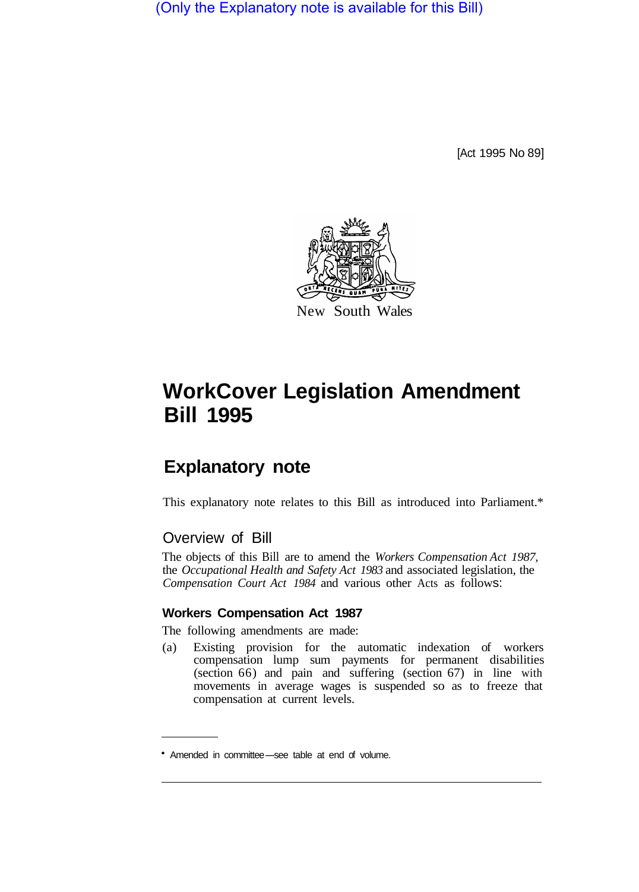(Only the Explanatory note is available for this Bill)

[Act 1995 No 89]

New South Wales

# WorkCover Legislation Amendment Bill 1995

## Explanatory note

This explanatory note relates to this Bill as introduced into Parliament.*

### Overview of Bill

The objects of this Bill are to amend the *Workers Compensation Act 1987,* the *Occupational Health and Safety Act 1983* and associated legislation, the *Compensation Court Act 1984* and various other Acts as follows:

#### Workers Compensation Act 1987

The following amendments are made:

(a) Existing provision for the automatic indexation of workers compensation lump sum payments for permanent disabilities (section 66) and pain and suffering (section 67) in line with movements in average wages is suspended so as to freeze that compensation at current levels.

* Amended in committee—see table at end of volume.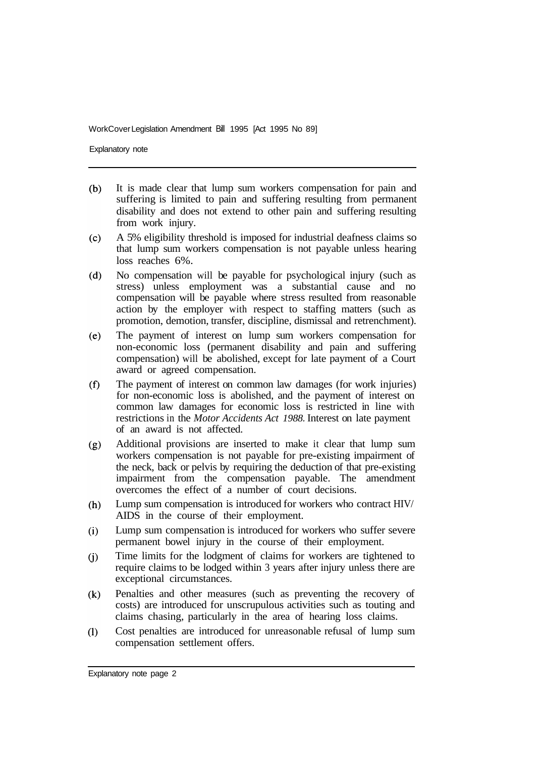(b) It is made clear that lump sum workers compensation for pain and suffering is limited to pain and suffering resulting from permanent disability and does not extend to other pain and suffering resulting from work injury.

(c) A 5% eligibility threshold is imposed for industrial deafness claims so that lump sum workers compensation is not payable unless hearing loss reaches 6%.

(d) No compensation will be payable for psychological injury (such as stress) unless employment was a substantial cause and no compensation will be payable where stress resulted from reasonable action by the employer with respect to staffing matters (such as promotion, demotion, transfer, discipline, dismissal and retrenchment).

(e) The payment of interest on lump sum workers compensation for non-economic loss (permanent disability and pain and suffering compensation) will be abolished, except for late payment of a Court award or agreed compensation.

(f) The payment of interest on common law damages (for work injuries) for non-economic loss is abolished, and the payment of interest on common law damages for economic loss is restricted in line with restrictions in the *Motor Accidents Act 1988.* Interest on late payment of an award is not affected.

(g) Additional provisions are inserted to make it clear that lump sum workers compensation is not payable for pre-existing impairment of the neck, back or pelvis by requiring the deduction of that pre-existing impairment from the compensation payable. The amendment overcomes the effect of a number of court decisions.

(h) Lump sum compensation is introduced for workers who contract HIV/AIDS in the course of their employment.

(i) Lump sum compensation is introduced for workers who suffer severe permanent bowel injury in the course of their employment.

(j) Time limits for the lodgment of claims for workers are tightened to require claims to be lodged within 3 years after injury unless there are exceptional circumstances.

(k) Penalties and other measures (such as preventing the recovery of costs) are introduced for unscrupulous activities such as touting and claims chasing, particularly in the area of hearing loss claims.

(l) Cost penalties are introduced for unreasonable refusal of lump sum compensation settlement offers.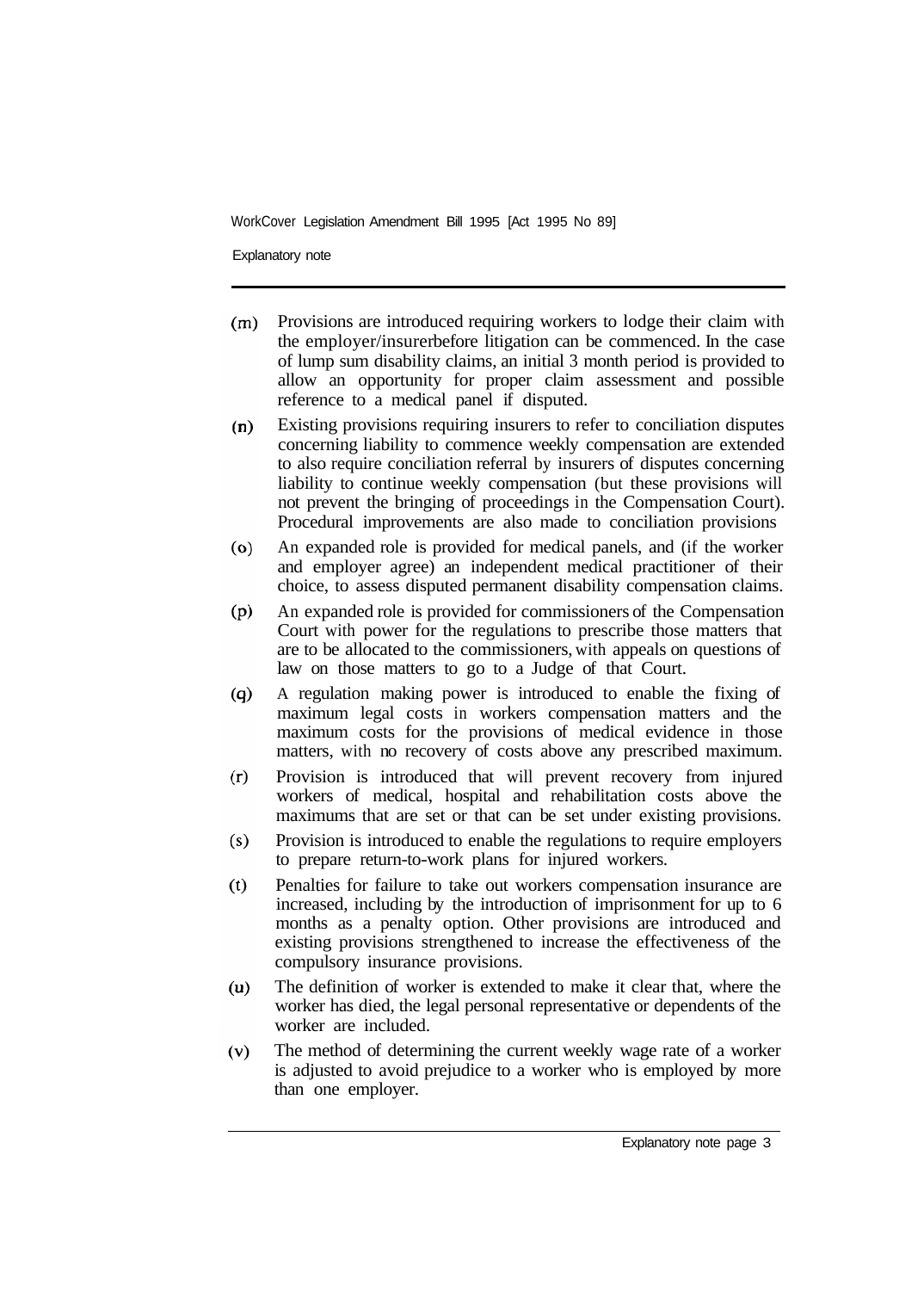(m) Provisions are introduced requiring workers to lodge their claim with the employer/insurerbefore litigation can be commenced. In the case of lump sum disability claims, an initial 3 month period is provided to allow an opportunity for proper claim assessment and possible reference to a medical panel if disputed.

(n) Existing provisions requiring insurers to refer to conciliation disputes concerning liability to commence weekly compensation are extended to also require conciliation referral by insurers of disputes concerning liability to continue weekly compensation (but these provisions will not prevent the bringing of proceedings in the Compensation Court). Procedural improvements are also made to conciliation provisions

(o) An expanded role is provided for medical panels, and (if the worker and employer agree) an independent medical practitioner of their choice, to assess disputed permanent disability compensation claims.

(p) An expanded role is provided for commissioners of the Compensation Court with power for the regulations to prescribe those matters that are to be allocated to the commissioners, with appeals on questions of law on those matters to go to a Judge of that Court.

(q) A regulation making power is introduced to enable the fixing of maximum legal costs in workers compensation matters and the maximum costs for the provisions of medical evidence in those matters, with no recovery of costs above any prescribed maximum.

(r) Provision is introduced that will prevent recovery from injured workers of medical, hospital and rehabilitation costs above the maximums that are set or that can be set under existing provisions.

(s) Provision is introduced to enable the regulations to require employers to prepare return-to-work plans for injured workers.

(t) Penalties for failure to take out workers compensation insurance are increased, including by the introduction of imprisonment for up to 6 months as a penalty option. Other provisions are introduced and existing provisions strengthened to increase the effectiveness of the compulsory insurance provisions.

(u) The definition of worker is extended to make it clear that, where the worker has died, the legal personal representative or dependents of the worker are included.

(v) The method of determining the current weekly wage rate of a worker is adjusted to avoid prejudice to a worker who is employed by more than one employer.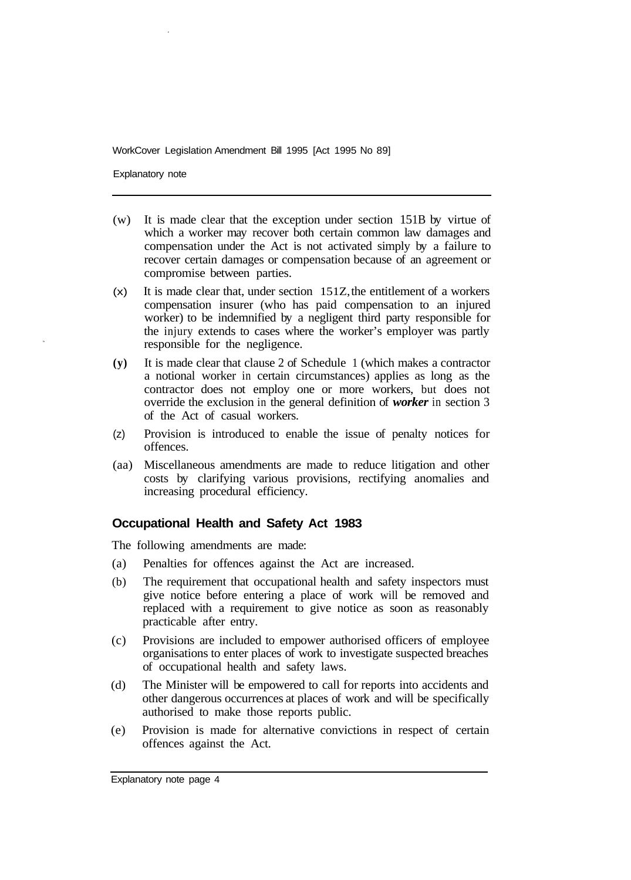(w) It is made clear that the exception under section 151B by virtue of which a worker may recover both certain common law damages and compensation under the Act is not activated simply by a failure to recover certain damages or compensation because of an agreement or compromise between parties.

(x) It is made clear that, under section 151Z, the entitlement of a workers compensation insurer (who has paid compensation to an injured worker) to be indemnified by a negligent third party responsible for the injury extends to cases where the worker's employer was partly responsible for the negligence.

(y) It is made clear that clause 2 of Schedule 1 (which makes a contractor a notional worker in certain circumstances) applies as long as the contractor does not employ one or more workers, but does not override the exclusion in the general definition of ***worker*** in section 3 of the Act of casual workers.

(z) Provision is introduced to enable the issue of penalty notices for offences.

(aa) Miscellaneous amendments are made to reduce litigation and other costs by clarifying various provisions, rectifying anomalies and increasing procedural efficiency.

### Occupational Health and Safety Act 1983

The following amendments are made:

(a) Penalties for offences against the Act are increased.

(b) The requirement that occupational health and safety inspectors must give notice before entering a place of work will be removed and replaced with a requirement to give notice as soon as reasonably practicable after entry.

(c) Provisions are included to empower authorised officers of employee organisations to enter places of work to investigate suspected breaches of occupational health and safety laws.

(d) The Minister will be empowered to call for reports into accidents and other dangerous occurrences at places of work and will be specifically authorised to make those reports public.

(e) Provision is made for alternative convictions in respect of certain offences against the Act.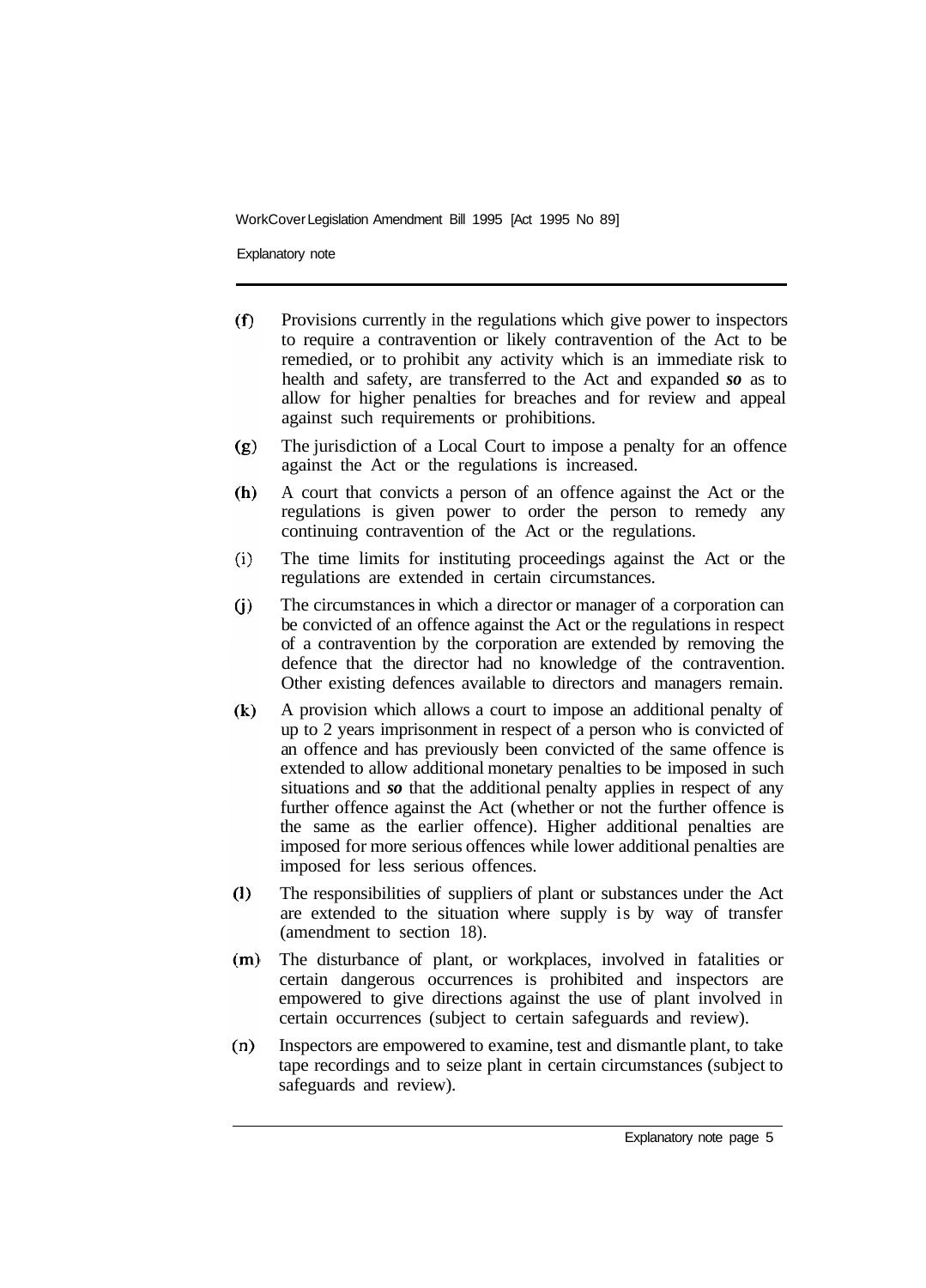(f) Provisions currently in the regulations which give power to inspectors to require a contravention or likely contravention of the Act to be remedied, or to prohibit any activity which is an immediate risk to health and safety, are transferred to the Act and expanded ***so*** as to allow for higher penalties for breaches and for review and appeal against such requirements or prohibitions.

(g) The jurisdiction of a Local Court to impose a penalty for an offence against the Act or the regulations is increased.

(h) A court that convicts a person of an offence against the Act or the regulations is given power to order the person to remedy any continuing contravention of the Act or the regulations.

(i) The time limits for instituting proceedings against the Act or the regulations are extended in certain circumstances.

(j) The circumstances in which a director or manager of a corporation can be convicted of an offence against the Act or the regulations in respect of a contravention by the corporation are extended by removing the defence that the director had no knowledge of the contravention. Other existing defences available to directors and managers remain.

(k) A provision which allows a court to impose an additional penalty of up to 2 years imprisonment in respect of a person who is convicted of an offence and has previously been convicted of the same offence is extended to allow additional monetary penalties to be imposed in such situations and ***so*** that the additional penalty applies in respect of any further offence against the Act (whether or not the further offence is the same as the earlier offence). Higher additional penalties are imposed for more serious offences while lower additional penalties are imposed for less serious offences.

(l) The responsibilities of suppliers of plant or substances under the Act are extended to the situation where supply is by way of transfer (amendment to section 18).

(m) The disturbance of plant, or workplaces, involved in fatalities or certain dangerous occurrences is prohibited and inspectors are empowered to give directions against the use of plant involved in certain occurrences (subject to certain safeguards and review).

(n) Inspectors are empowered to examine, test and dismantle plant, to take tape recordings and to seize plant in certain circumstances (subject to safeguards and review).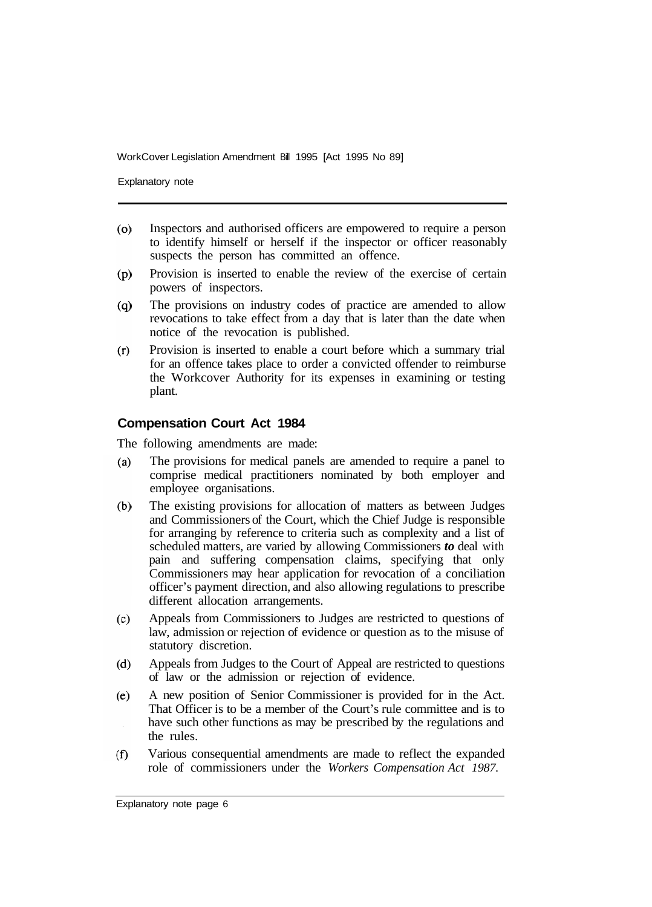(o) Inspectors and authorised officers are empowered to require a person to identify himself or herself if the inspector or officer reasonably suspects the person has committed an offence.

(p) Provision is inserted to enable the review of the exercise of certain powers of inspectors.

(q) The provisions on industry codes of practice are amended to allow revocations to take effect from a day that is later than the date when notice of the revocation is published.

(r) Provision is inserted to enable a court before which a summary trial for an offence takes place to order a convicted offender to reimburse the Workcover Authority for its expenses in examining or testing plant.

## Compensation Court Act 1984

The following amendments are made:

(a) The provisions for medical panels are amended to require a panel to comprise medical practitioners nominated by both employer and employee organisations.

(b) The existing provisions for allocation of matters as between Judges and Commissioners of the Court, which the Chief Judge is responsible for arranging by reference to criteria such as complexity and a list of scheduled matters, are varied by allowing Commissioners ***to*** deal with pain and suffering compensation claims, specifying that only Commissioners may hear application for revocation of a conciliation officer's payment direction, and also allowing regulations to prescribe different allocation arrangements.

(c) Appeals from Commissioners to Judges are restricted to questions of law, admission or rejection of evidence or question as to the misuse of statutory discretion.

(d) Appeals from Judges to the Court of Appeal are restricted to questions of law or the admission or rejection of evidence.

(e) A new position of Senior Commissioner is provided for in the Act. That Officer is to be a member of the Court's rule committee and is to have such other functions as may be prescribed by the regulations and the rules.

(f) Various consequential amendments are made to reflect the expanded role of commissioners under the *Workers Compensation Act 1987*.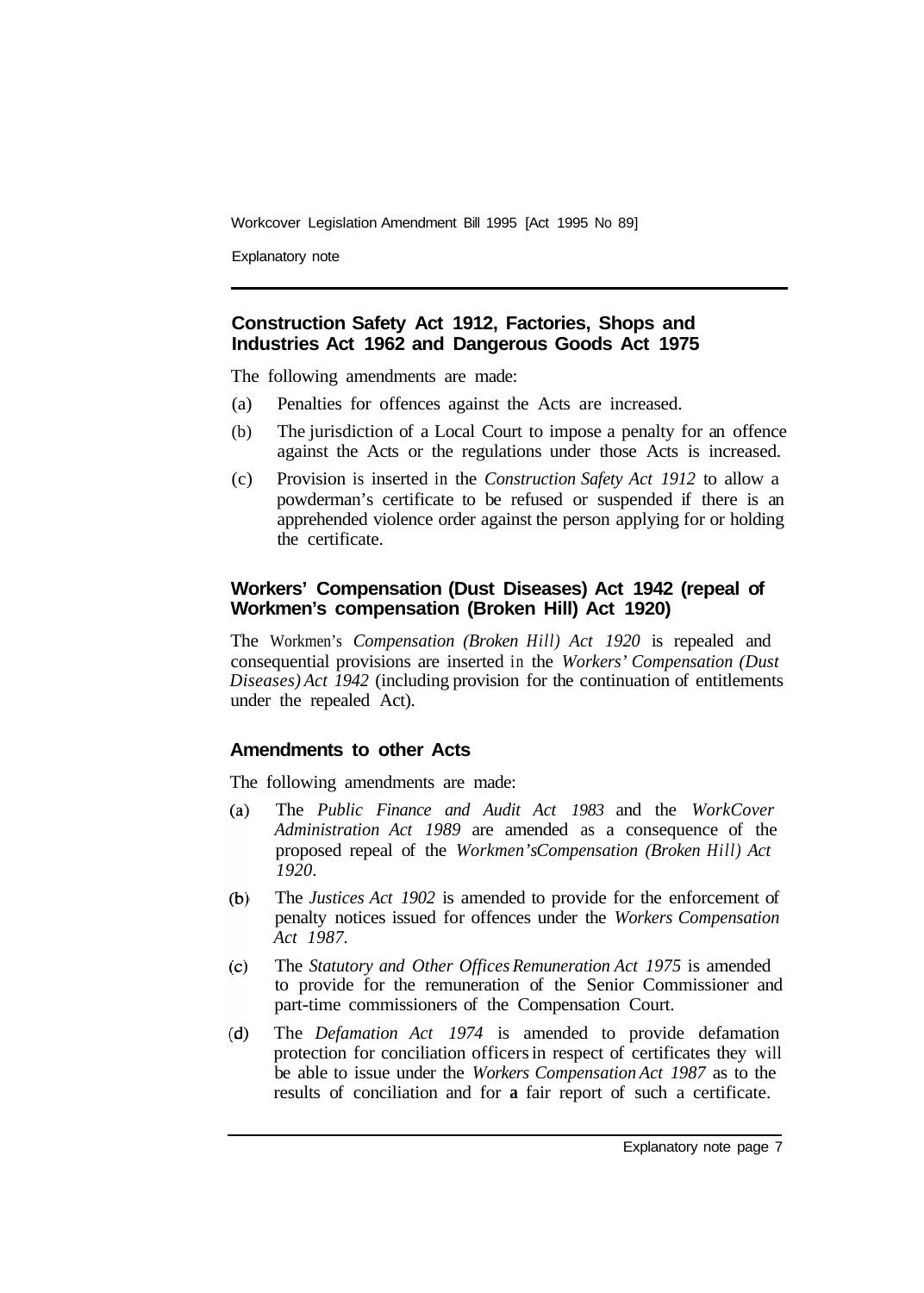### Construction Safety Act 1912, Factories, Shops and Industries Act 1962 and Dangerous Goods Act 1975

The following amendments are made:

(a) Penalties for offences against the Acts are increased.

(b) The jurisdiction of a Local Court to impose a penalty for an offence against the Acts or the regulations under those Acts is increased.

(c) Provision is inserted in the *Construction Safety Act 1912* to allow a powderman's certificate to be refused or suspended if there is an apprehended violence order against the person applying for or holding the certificate.

### Workers' Compensation (Dust Diseases) Act 1942 (repeal of Workmen's compensation (Broken Hill) Act 1920)

The Workmen's *Compensation (Broken Hill) Act 1920* is repealed and consequential provisions are inserted in the *Workers' Compensation (Dust Diseases) Act 1942* (including provision for the continuation of entitlements under the repealed Act).

### Amendments to other Acts

The following amendments are made:

(a) The *Public Finance and Audit Act 1983* and the *WorkCover Administration Act 1989* are amended as a consequence of the proposed repeal of the *Workmen'sCompensation (Broken Hill) Act 1920*.

(b) The *Justices Act 1902* is amended to provide for the enforcement of penalty notices issued for offences under the *Workers Compensation Act 1987*.

(c) The *Statutory and Other Offices Remuneration Act 1975* is amended to provide for the remuneration of the Senior Commissioner and part-time commissioners of the Compensation Court.

(d) The *Defamation Act 1974* is amended to provide defamation protection for conciliation officers in respect of certificates they will be able to issue under the *Workers Compensation Act 1987* as to the results of conciliation and for **a** fair report of such a certificate.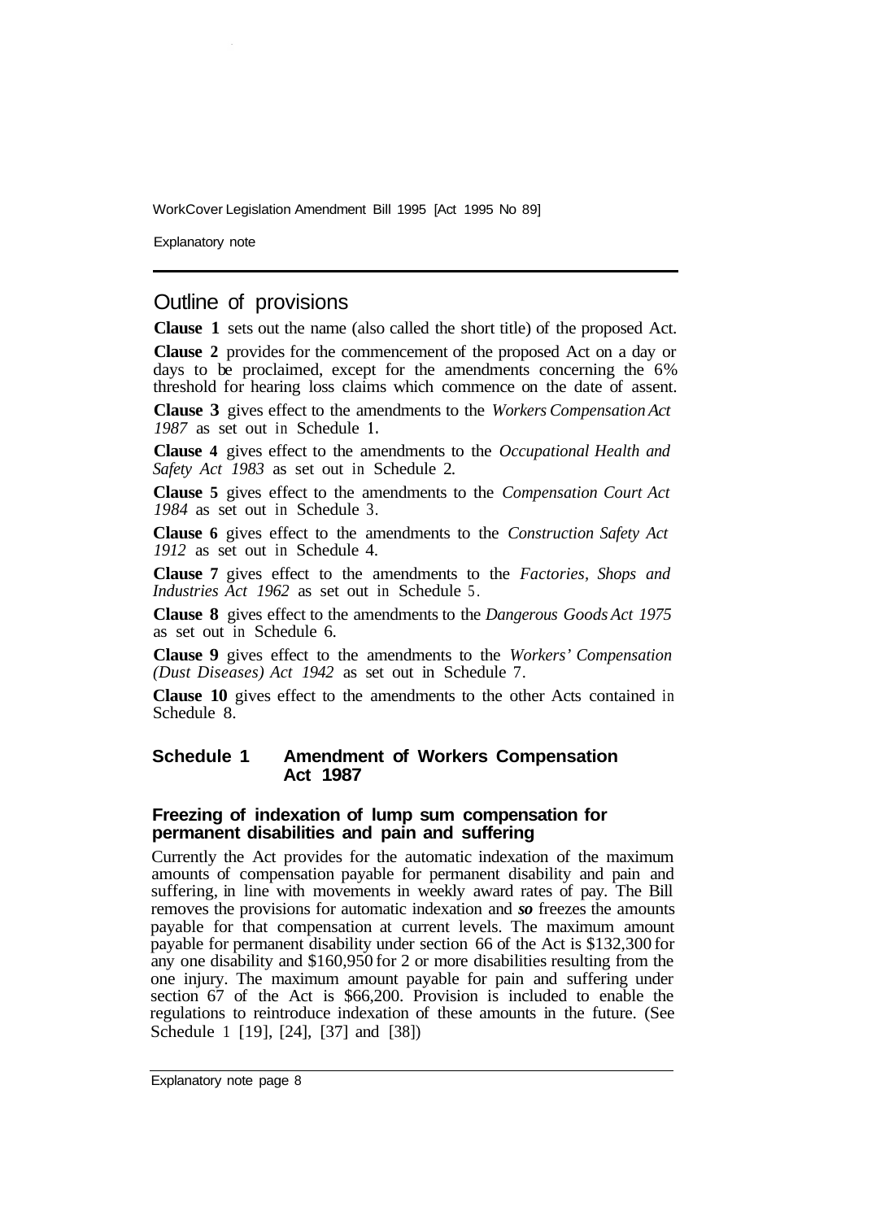## Outline of provisions

**Clause 1** sets out the name (also called the short title) of the proposed Act.

**Clause 2** provides for the commencement of the proposed Act on a day or days to be proclaimed, except for the amendments concerning the 6% threshold for hearing loss claims which commence on the date of assent.

**Clause 3** gives effect to the amendments to the *Workers Compensation Act 1987* as set out in Schedule 1.

**Clause 4** gives effect to the amendments to the *Occupational Health and Safety Act 1983* as set out in Schedule 2.

**Clause 5** gives effect to the amendments to the *Compensation Court Act 1984* as set out in Schedule 3.

**Clause 6** gives effect to the amendments to the *Construction Safety Act 1912* as set out in Schedule 4.

**Clause 7** gives effect to the amendments to the *Factories, Shops and Industries Act 1962* as set out in Schedule 5.

**Clause 8** gives effect to the amendments to the *Dangerous Goods Act 1975* as set out in Schedule 6.

**Clause 9** gives effect to the amendments to the *Workers' Compensation (Dust Diseases) Act 1942* as set out in Schedule 7.

**Clause 10** gives effect to the amendments to the other Acts contained in Schedule 8.

### Schedule 1 Amendment of Workers Compensation Act 1987

#### Freezing of indexation of lump sum compensation for permanent disabilities and pain and suffering

Currently the Act provides for the automatic indexation of the maximum amounts of compensation payable for permanent disability and pain and suffering, in line with movements in weekly award rates of pay. The Bill removes the provisions for automatic indexation and *so* freezes the amounts payable for that compensation at current levels. The maximum amount payable for permanent disability under section 66 of the Act is $132,300 for any one disability and $160,950 for 2 or more disabilities resulting from the one injury. The maximum amount payable for pain and suffering under section 67 of the Act is $66,200. Provision is included to enable the regulations to reintroduce indexation of these amounts in the future. (See Schedule 1 [19], [24], [37] and [38])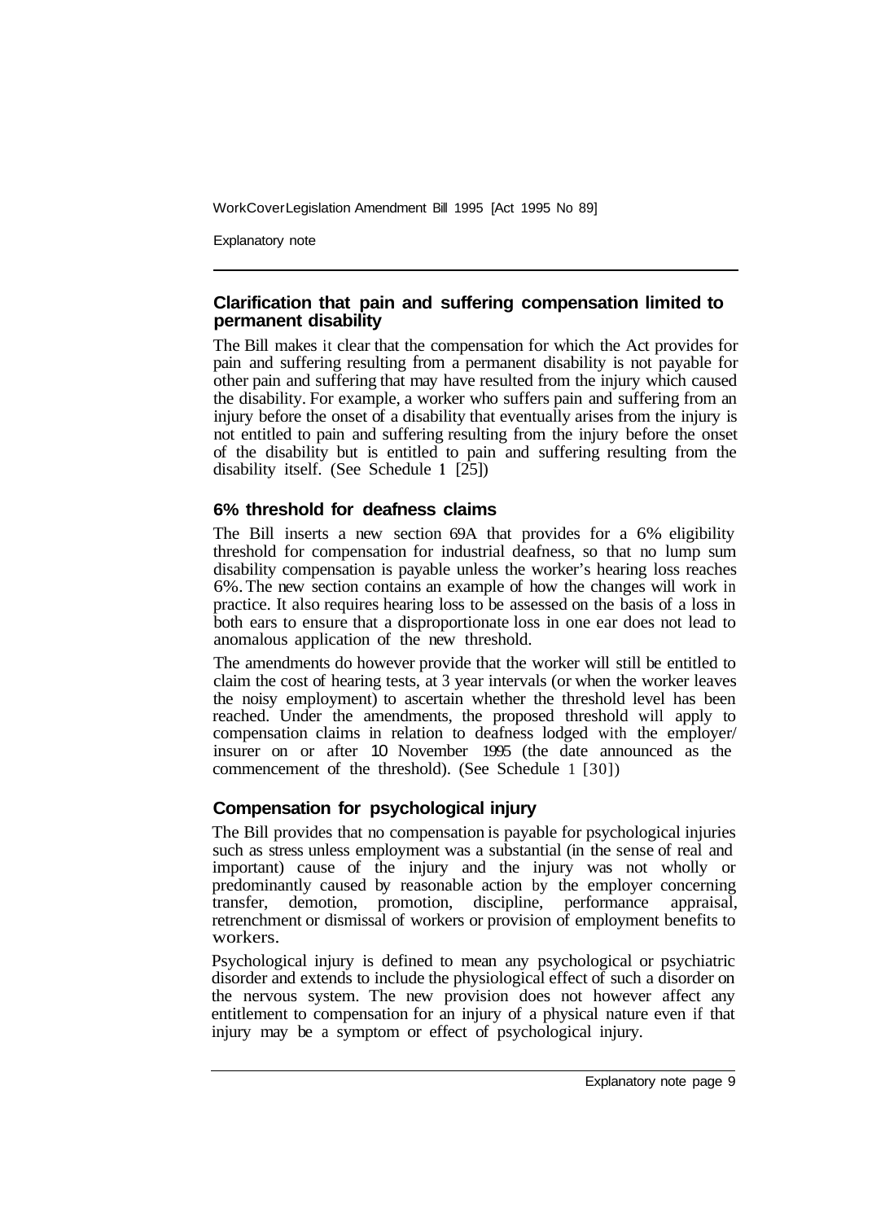## Clarification that pain and suffering compensation limited to permanent disability

The Bill makes it clear that the compensation for which the Act provides for pain and suffering resulting from a permanent disability is not payable for other pain and suffering that may have resulted from the injury which caused the disability. For example, a worker who suffers pain and suffering from an injury before the onset of a disability that eventually arises from the injury is not entitled to pain and suffering resulting from the injury before the onset of the disability but is entitled to pain and suffering resulting from the disability itself. (See Schedule 1 [25])

## 6% threshold for deafness claims

The Bill inserts a new section 69A that provides for a 6% eligibility threshold for compensation for industrial deafness, so that no lump sum disability compensation is payable unless the worker's hearing loss reaches 6%. The new section contains an example of how the changes will work in practice. It also requires hearing loss to be assessed on the basis of a loss in both ears to ensure that a disproportionate loss in one ear does not lead to anomalous application of the new threshold.

The amendments do however provide that the worker will still be entitled to claim the cost of hearing tests, at 3 year intervals (or when the worker leaves the noisy employment) to ascertain whether the threshold level has been reached. Under the amendments, the proposed threshold will apply to compensation claims in relation to deafness lodged with the employer/ insurer on or after 10 November 1995 (the date announced as the commencement of the threshold). (See Schedule 1 [30])

## Compensation for psychological injury

The Bill provides that no compensation is payable for psychological injuries such as stress unless employment was a substantial (in the sense of real and important) cause of the injury and the injury was not wholly or predominantly caused by reasonable action by the employer concerning transfer, demotion, promotion, discipline, performance appraisal, retrenchment or dismissal of workers or provision of employment benefits to workers.

Psychological injury is defined to mean any psychological or psychiatric disorder and extends to include the physiological effect of such a disorder on the nervous system. The new provision does not however affect any entitlement to compensation for an injury of a physical nature even if that injury may be a symptom or effect of psychological injury.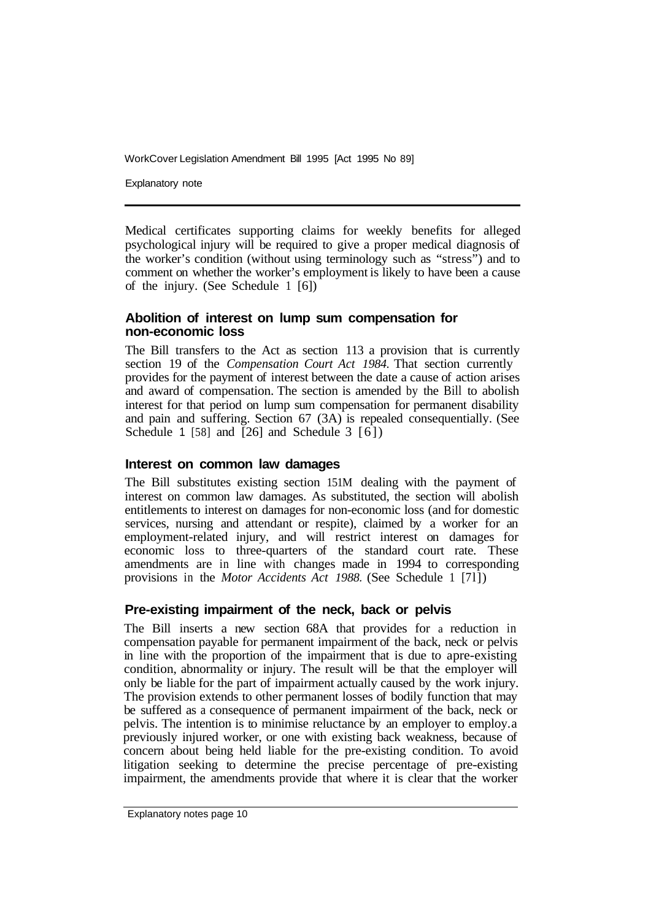Medical certificates supporting claims for weekly benefits for alleged psychological injury will be required to give a proper medical diagnosis of the worker's condition (without using terminology such as "stress") and to comment on whether the worker's employment is likely to have been a cause of the injury. (See Schedule 1 [6])

### Abolition of interest on lump sum compensation for non-economic loss

The Bill transfers to the Act as section 113 a provision that is currently section 19 of the *Compensation Court Act 1984.* That section currently provides for the payment of interest between the date a cause of action arises and award of compensation. The section is amended by the Bill to abolish interest for that period on lump sum compensation for permanent disability and pain and suffering. Section 67 (3A) is repealed consequentially. (See Schedule 1 [58] and [26] and Schedule 3 [6])

### Interest on common law damages

The Bill substitutes existing section 151M dealing with the payment of interest on common law damages. As substituted, the section will abolish entitlements to interest on damages for non-economic loss (and for domestic services, nursing and attendant or respite), claimed by a worker for an employment-related injury, and will restrict interest on damages for economic loss to three-quarters of the standard court rate. These amendments are in line with changes made in 1994 to corresponding provisions in the *Motor Accidents Act 1988.* (See Schedule 1 [71])

### Pre-existing impairment of the neck, back or pelvis

The Bill inserts a new section 68A that provides for a reduction in compensation payable for permanent impairment of the back, neck or pelvis in line with the proportion of the impairment that is due to a pre-existing condition, abnormality or injury. The result will be that the employer will only be liable for the part of impairment actually caused by the work injury. The provision extends to other permanent losses of bodily function that may be suffered as a consequence of permanent impairment of the back, neck or pelvis. The intention is to minimise reluctance by an employer to employ a previously injured worker, or one with existing back weakness, because of concern about being held liable for the pre-existing condition. To avoid litigation seeking to determine the precise percentage of pre-existing impairment, the amendments provide that where it is clear that the worker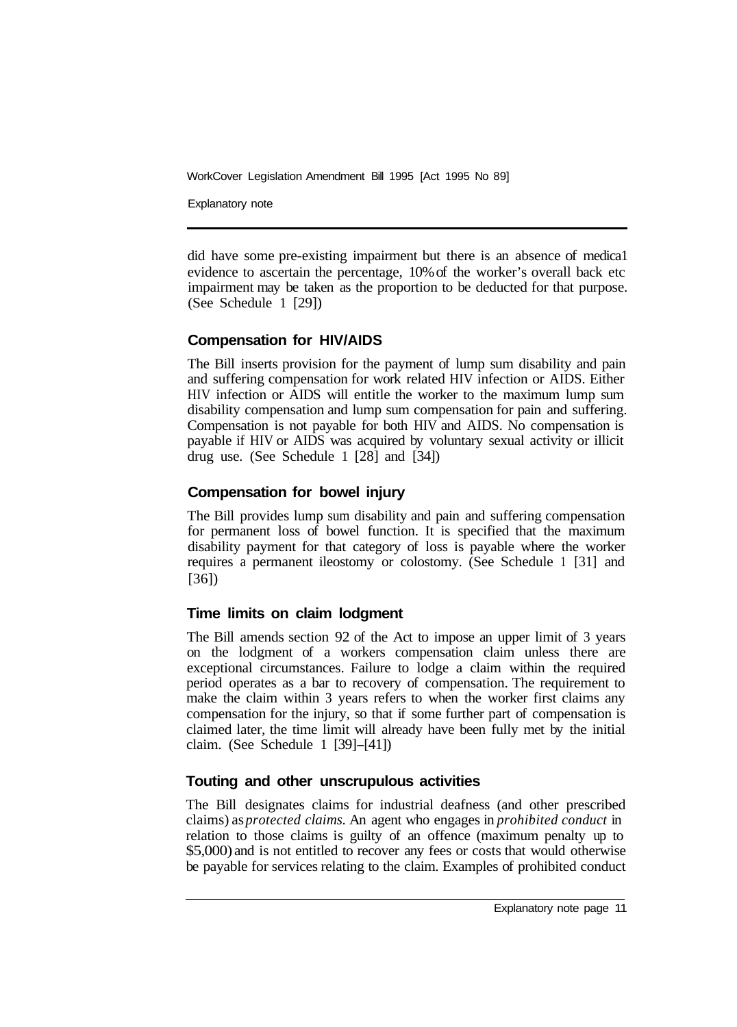did have some pre-existing impairment but there is an absence of medica1 evidence to ascertain the percentage, 10% of the worker's overall back etc impairment may be taken as the proportion to be deducted for that purpose. (See Schedule 1 [29])

### Compensation for HIV/AIDS

The Bill inserts provision for the payment of lump sum disability and pain and suffering compensation for work related HIV infection or AIDS. Either HIV infection or AIDS will entitle the worker to the maximum lump sum disability compensation and lump sum compensation for pain and suffering. Compensation is not payable for both HIV and AIDS. No compensation is payable if HIV or AIDS was acquired by voluntary sexual activity or illicit drug use. (See Schedule 1 [28] and [34])

### Compensation for bowel injury

The Bill provides lump sum disability and pain and suffering compensation for permanent loss of bowel function. It is specified that the maximum disability payment for that category of loss is payable where the worker requires a permanent ileostomy or colostomy. (See Schedule 1 [31] and [36])

### Time limits on claim lodgment

The Bill amends section 92 of the Act to impose an upper limit of 3 years on the lodgment of a workers compensation claim unless there are exceptional circumstances. Failure to lodge a claim within the required period operates as a bar to recovery of compensation. The requirement to make the claim within 3 years refers to when the worker first claims any compensation for the injury, so that if some further part of compensation is claimed later, the time limit will already have been fully met by the initial claim. (See Schedule 1 [39]–[41])

### Touting and other unscrupulous activities

The Bill designates claims for industrial deafness (and other prescribed claims) as *protected claims*. An agent who engages in *prohibited conduct* in relation to those claims is guilty of an offence (maximum penalty up to $5,000) and is not entitled to recover any fees or costs that would otherwise be payable for services relating to the claim. Examples of prohibited conduct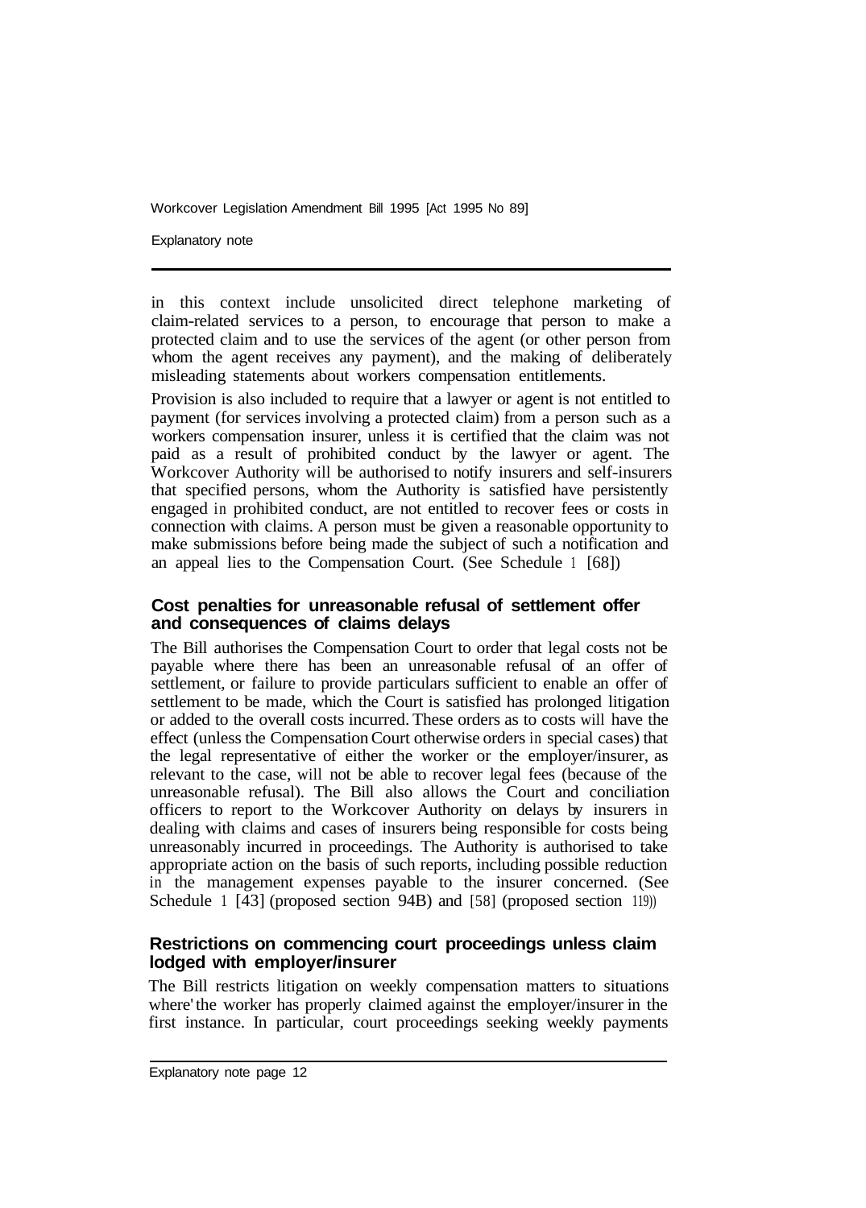in this context include unsolicited direct telephone marketing of claim-related services to a person, to encourage that person to make a protected claim and to use the services of the agent (or other person from whom the agent receives any payment), and the making of deliberately misleading statements about workers compensation entitlements.

Provision is also included to require that a lawyer or agent is not entitled to payment (for services involving a protected claim) from a person such as a workers compensation insurer, unless it is certified that the claim was not paid as a result of prohibited conduct by the lawyer or agent. The Workcover Authority will be authorised to notify insurers and self-insurers that specified persons, whom the Authority is satisfied have persistently engaged in prohibited conduct, are not entitled to recover fees or costs in connection with claims. A person must be given a reasonable opportunity to make submissions before being made the subject of such a notification and an appeal lies to the Compensation Court. (See Schedule 1 [68])

### Cost penalties for unreasonable refusal of settlement offer and consequences of claims delays

The Bill authorises the Compensation Court to order that legal costs not be payable where there has been an unreasonable refusal of an offer of settlement, or failure to provide particulars sufficient to enable an offer of settlement to be made, which the Court is satisfied has prolonged litigation or added to the overall costs incurred. These orders as to costs will have the effect (unless the Compensation Court otherwise orders in special cases) that the legal representative of either the worker or the employer/insurer, as relevant to the case, will not be able to recover legal fees (because of the unreasonable refusal). The Bill also allows the Court and conciliation officers to report to the Workcover Authority on delays by insurers in dealing with claims and cases of insurers being responsible for costs being unreasonably incurred in proceedings. The Authority is authorised to take appropriate action on the basis of such reports, including possible reduction in the management expenses payable to the insurer concerned. (See Schedule 1 [43] (proposed section 94B) and [58] (proposed section 119))

### Restrictions on commencing court proceedings unless claim lodged with employer/insurer

The Bill restricts litigation on weekly compensation matters to situations where the worker has properly claimed against the employer/insurer in the first instance. In particular, court proceedings seeking weekly payments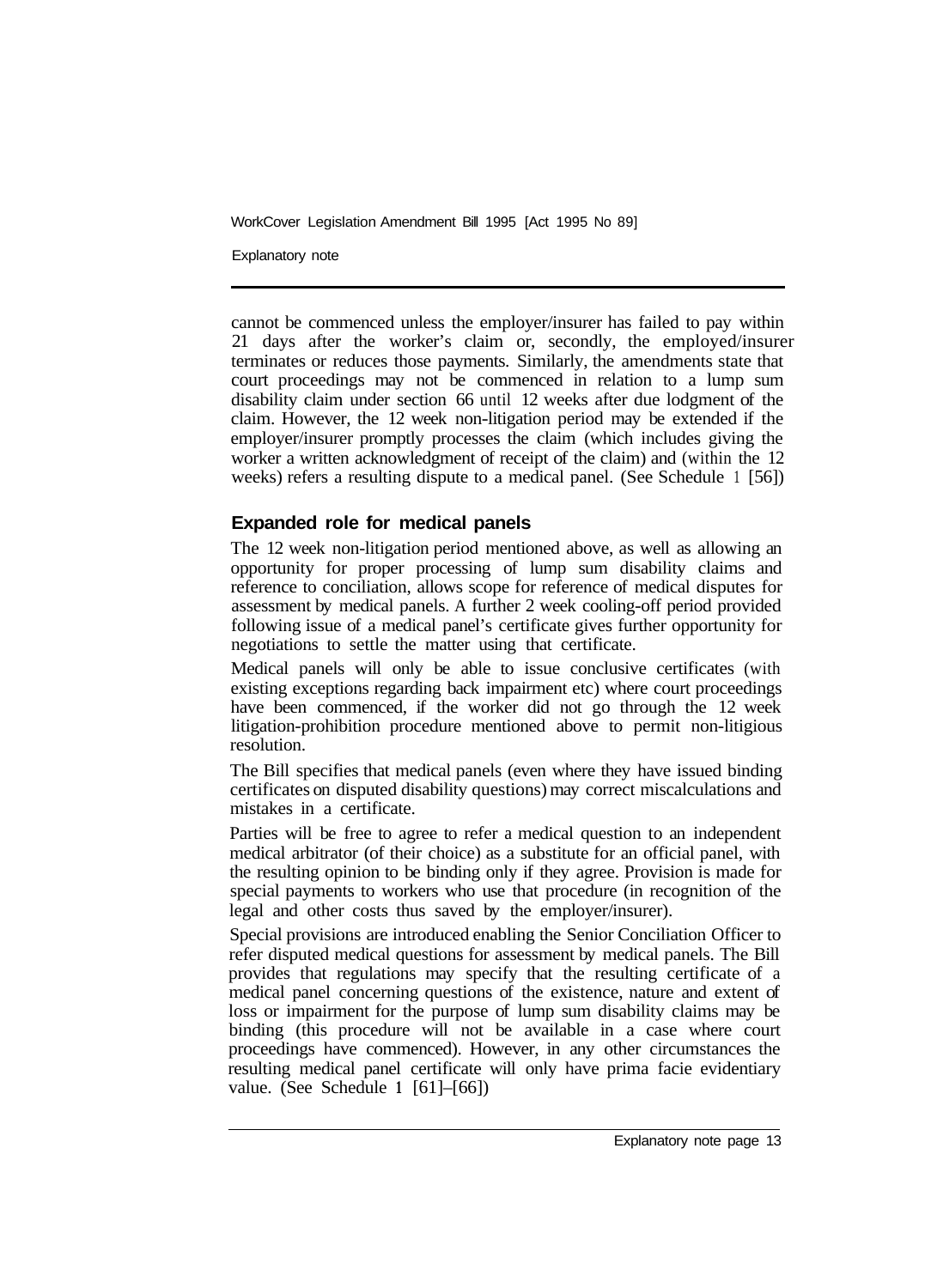cannot be commenced unless the employer/insurer has failed to pay within 21 days after the worker's claim or, secondly, the employed/insurer terminates or reduces those payments. Similarly, the amendments state that court proceedings may not be commenced in relation to a lump sum disability claim under section 66 until 12 weeks after due lodgment of the claim. However, the 12 week non-litigation period may be extended if the employer/insurer promptly processes the claim (which includes giving the worker a written acknowledgment of receipt of the claim) and (within the 12 weeks) refers a resulting dispute to a medical panel. (See Schedule 1 [56])

### Expanded role for medical panels

The 12 week non-litigation period mentioned above, as well as allowing an opportunity for proper processing of lump sum disability claims and reference to conciliation, allows scope for reference of medical disputes for assessment by medical panels. A further 2 week cooling-off period provided following issue of a medical panel's certificate gives further opportunity for negotiations to settle the matter using that certificate.

Medical panels will only be able to issue conclusive certificates (with existing exceptions regarding back impairment etc) where court proceedings have been commenced, if the worker did not go through the 12 week litigation-prohibition procedure mentioned above to permit non-litigious resolution.

The Bill specifies that medical panels (even where they have issued binding certificates on disputed disability questions) may correct miscalculations and mistakes in a certificate.

Parties will be free to agree to refer a medical question to an independent medical arbitrator (of their choice) as a substitute for an official panel, with the resulting opinion to be binding only if they agree. Provision is made for special payments to workers who use that procedure (in recognition of the legal and other costs thus saved by the employer/insurer).

Special provisions are introduced enabling the Senior Conciliation Officer to refer disputed medical questions for assessment by medical panels. The Bill provides that regulations may specify that the resulting certificate of a medical panel concerning questions of the existence, nature and extent of loss or impairment for the purpose of lump sum disability claims may be binding (this procedure will not be available in a case where court proceedings have commenced). However, in any other circumstances the resulting medical panel certificate will only have prima facie evidentiary value. (See Schedule 1 [61]–[66])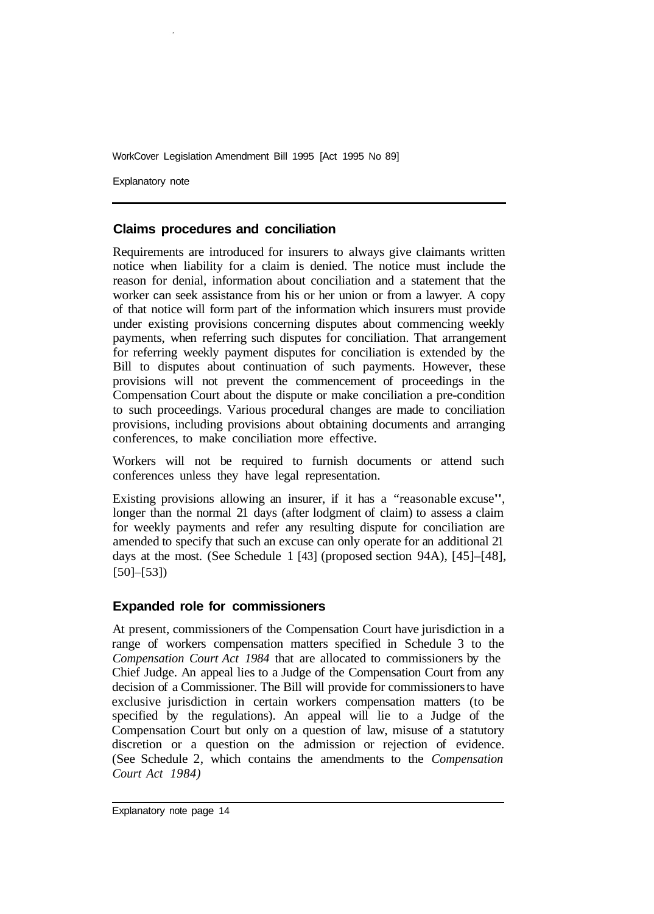## Claims procedures and conciliation

Requirements are introduced for insurers to always give claimants written notice when liability for a claim is denied. The notice must include the reason for denial, information about conciliation and a statement that the worker can seek assistance from his or her union or from a lawyer. A copy of that notice will form part of the information which insurers must provide under existing provisions concerning disputes about commencing weekly payments, when referring such disputes for conciliation. That arrangement for referring weekly payment disputes for conciliation is extended by the Bill to disputes about continuation of such payments. However, these provisions will not prevent the commencement of proceedings in the Compensation Court about the dispute or make conciliation a pre-condition to such proceedings. Various procedural changes are made to conciliation provisions, including provisions about obtaining documents and arranging conferences, to make conciliation more effective.

Workers will not be required to furnish documents or attend such conferences unless they have legal representation.

Existing provisions allowing an insurer, if it has a "reasonable excuse", longer than the normal 21 days (after lodgment of claim) to assess a claim for weekly payments and refer any resulting dispute for conciliation are amended to specify that such an excuse can only operate for an additional 21 days at the most. (See Schedule 1 [43] (proposed section 94A), [45]–[48], [50]–[53])

## Expanded role for commissioners

At present, commissioners of the Compensation Court have jurisdiction in a range of workers compensation matters specified in Schedule 3 to the *Compensation Court Act 1984* that are allocated to commissioners by the Chief Judge. An appeal lies to a Judge of the Compensation Court from any decision of a Commissioner. The Bill will provide for commissioners to have exclusive jurisdiction in certain workers compensation matters (to be specified by the regulations). An appeal will lie to a Judge of the Compensation Court but only on a question of law, misuse of a statutory discretion or a question on the admission or rejection of evidence. (See Schedule 2, which contains the amendments to the *Compensation Court Act 1984)*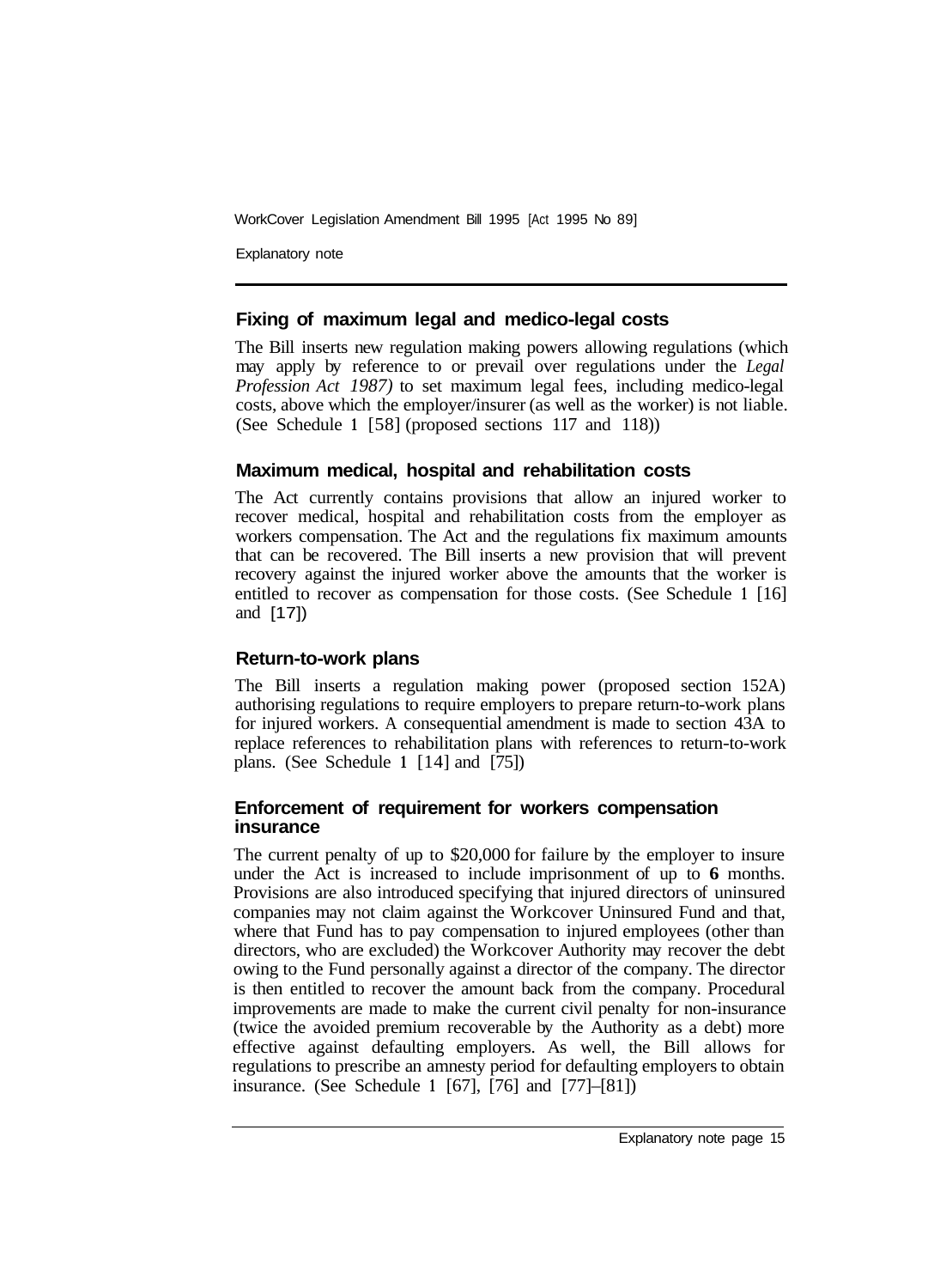### Fixing of maximum legal and medico-legal costs

The Bill inserts new regulation making powers allowing regulations (which may apply by reference to or prevail over regulations under the *Legal Profession Act 1987)* to set maximum legal fees, including medico-legal costs, above which the employer/insurer (as well as the worker) is not liable. (See Schedule 1 [58] (proposed sections 117 and 118))

### Maximum medical, hospital and rehabilitation costs

The Act currently contains provisions that allow an injured worker to recover medical, hospital and rehabilitation costs from the employer as workers compensation. The Act and the regulations fix maximum amounts that can be recovered. The Bill inserts a new provision that will prevent recovery against the injured worker above the amounts that the worker is entitled to recover as compensation for those costs. (See Schedule 1 [16] and [17])

### Return-to-work plans

The Bill inserts a regulation making power (proposed section 152A) authorising regulations to require employers to prepare return-to-work plans for injured workers. A consequential amendment is made to section 43A to replace references to rehabilitation plans with references to return-to-work plans. (See Schedule 1 [14] and [75])

### Enforcement of requirement for workers compensation insurance

The current penalty of up to $20,000 for failure by the employer to insure under the Act is increased to include imprisonment of up to **6** months. Provisions are also introduced specifying that injured directors of uninsured companies may not claim against the Workcover Uninsured Fund and that, where that Fund has to pay compensation to injured employees (other than directors, who are excluded) the Workcover Authority may recover the debt owing to the Fund personally against a director of the company. The director is then entitled to recover the amount back from the company. Procedural improvements are made to make the current civil penalty for non-insurance (twice the avoided premium recoverable by the Authority as a debt) more effective against defaulting employers. As well, the Bill allows for regulations to prescribe an amnesty period for defaulting employers to obtain insurance. (See Schedule 1 [67], [76] and [77]–[81])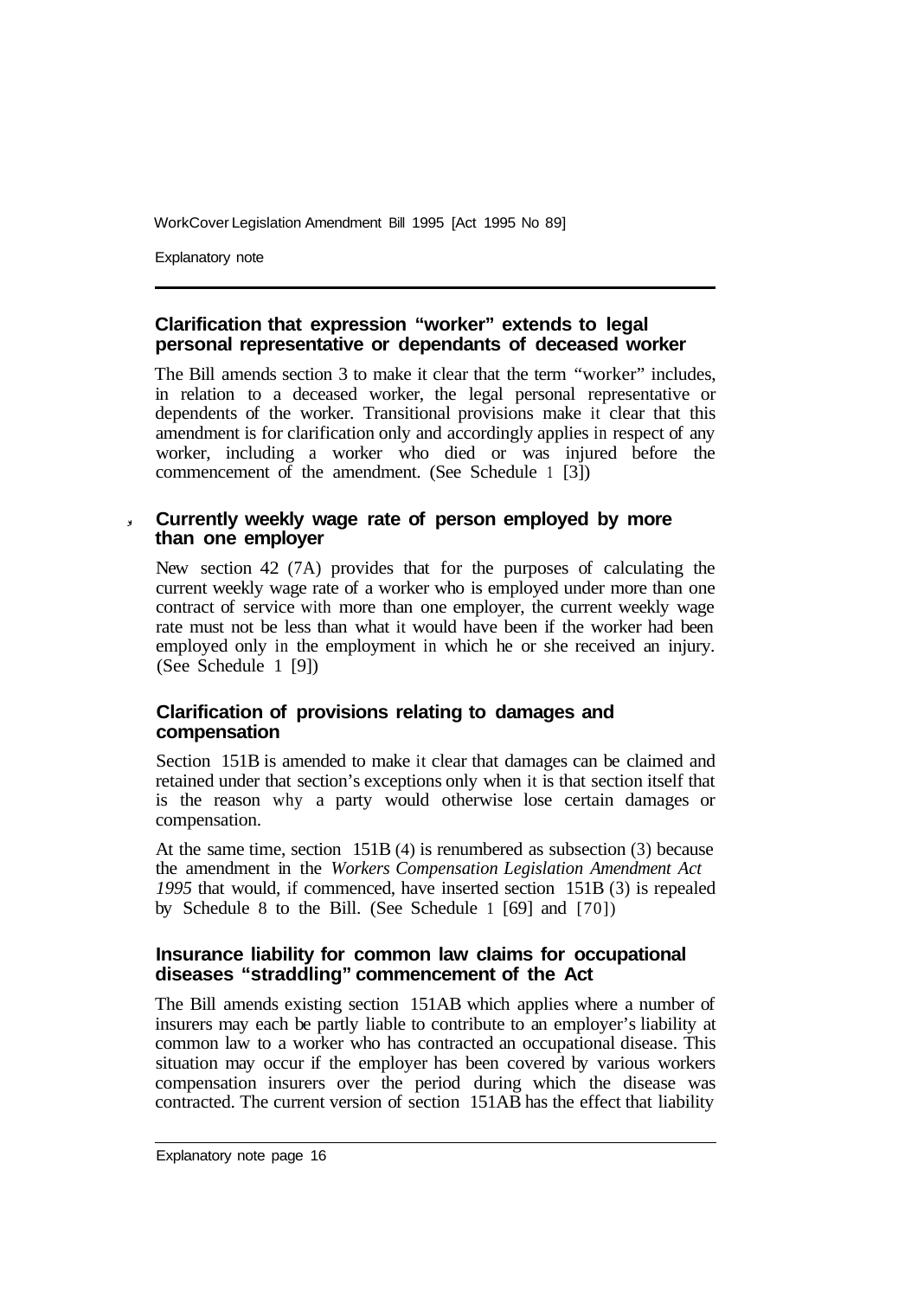### Clarification that expression "worker" extends to legal personal representative or dependants of deceased worker

The Bill amends section 3 to make it clear that the term "worker" includes, in relation to a deceased worker, the legal personal representative or dependents of the worker. Transitional provisions make it clear that this amendment is for clarification only and accordingly applies in respect of any worker, including a worker who died or was injured before the commencement of the amendment. (See Schedule 1 [3])

### Currently weekly wage rate of person employed by more than one employer

New section 42 (7A) provides that for the purposes of calculating the current weekly wage rate of a worker who is employed under more than one contract of service with more than one employer, the current weekly wage rate must not be less than what it would have been if the worker had been employed only in the employment in which he or she received an injury. (See Schedule 1 [9])

### Clarification of provisions relating to damages and compensation

Section 151B is amended to make it clear that damages can be claimed and retained under that section's exceptions only when it is that section itself that is the reason why a party would otherwise lose certain damages or compensation.

At the same time, section 151B (4) is renumbered as subsection (3) because the amendment in the *Workers Compensation Legislation Amendment Act 1995* that would, if commenced, have inserted section 151B (3) is repealed by Schedule 8 to the Bill. (See Schedule 1 [69] and [70])

### Insurance liability for common law claims for occupational diseases "straddling" commencement of the Act

The Bill amends existing section 151AB which applies where a number of insurers may each be partly liable to contribute to an employer's liability at common law to a worker who has contracted an occupational disease. This situation may occur if the employer has been covered by various workers compensation insurers over the period during which the disease was contracted. The current version of section 151AB has the effect that liability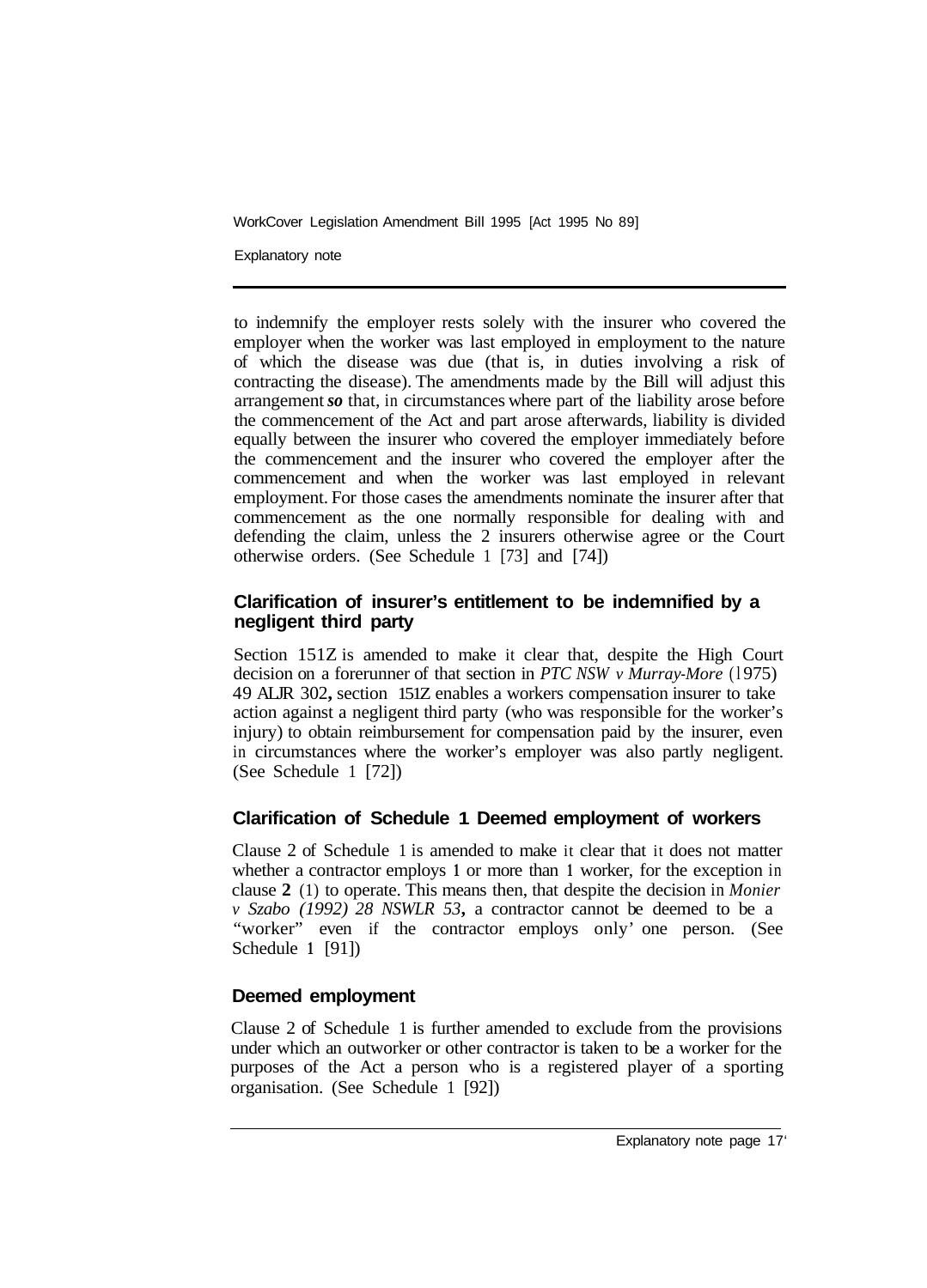to indemnify the employer rests solely with the insurer who covered the employer when the worker was last employed in employment to the nature of which the disease was due (that is, in duties involving a risk of contracting the disease). The amendments made by the Bill will adjust this arrangement *so* that, in circumstances where part of the liability arose before the commencement of the Act and part arose afterwards, liability is divided equally between the insurer who covered the employer immediately before the commencement and the insurer who covered the employer after the commencement and when the worker was last employed in relevant employment. For those cases the amendments nominate the insurer after that commencement as the one normally responsible for dealing with and defending the claim, unless the 2 insurers otherwise agree or the Court otherwise orders. (See Schedule 1 [73] and [74])

### Clarification of insurer's entitlement to be indemnified by a negligent third party

Section 151Z is amended to make it clear that, despite the High Court decision on a forerunner of that section in *PTC NSW v Murray-More* (1975) 49 ALJR 302**,** section 151Z enables a workers compensation insurer to take action against a negligent third party (who was responsible for the worker's injury) to obtain reimbursement for compensation paid by the insurer, even in circumstances where the worker's employer was also partly negligent. (See Schedule 1 [72])

### Clarification of Schedule 1 Deemed employment of workers

Clause 2 of Schedule 1 is amended to make it clear that it does not matter whether a contractor employs 1 or more than 1 worker, for the exception in clause **2** (1) to operate. This means then, that despite the decision in *Monier v Szabo (1992) 28 NSWLR 53***,** a contractor cannot be deemed to be a "worker" even if the contractor employs only' one person. (See Schedule 1 [91])

### Deemed employment

Clause 2 of Schedule 1 is further amended to exclude from the provisions under which an outworker or other contractor is taken to be a worker for the purposes of the Act a person who is a registered player of a sporting organisation. (See Schedule 1 [92])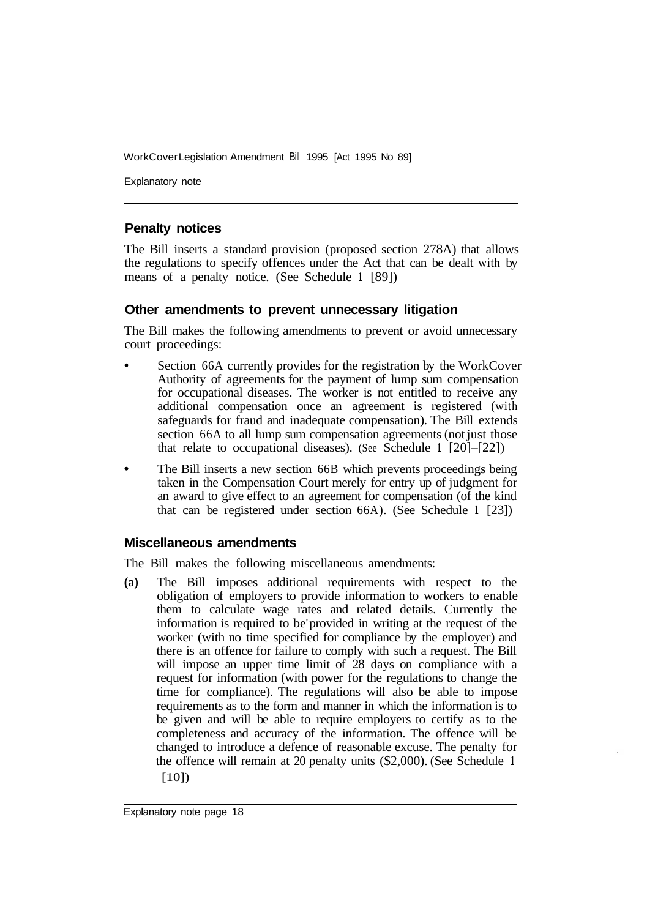## Penalty notices

The Bill inserts a standard provision (proposed section 278A) that allows the regulations to specify offences under the Act that can be dealt with by means of a penalty notice. (See Schedule 1 [89])

## Other amendments to prevent unnecessary litigation

The Bill makes the following amendments to prevent or avoid unnecessary court proceedings:

- Section 66A currently provides for the registration by the WorkCover Authority of agreements for the payment of lump sum compensation for occupational diseases. The worker is not entitled to receive any additional compensation once an agreement is registered (with safeguards for fraud and inadequate compensation). The Bill extends section 66A to all lump sum compensation agreements (not just those that relate to occupational diseases). (See Schedule 1 [20]–[22])
- The Bill inserts a new section 66B which prevents proceedings being taken in the Compensation Court merely for entry up of judgment for an award to give effect to an agreement for compensation (of the kind that can be registered under section 66A). (See Schedule 1 [23])

## Miscellaneous amendments

The Bill makes the following miscellaneous amendments:

**(a)** The Bill imposes additional requirements with respect to the obligation of employers to provide information to workers to enable them to calculate wage rates and related details. Currently the information is required to be provided in writing at the request of the worker (with no time specified for compliance by the employer) and there is an offence for failure to comply with such a request. The Bill will impose an upper time limit of 28 days on compliance with a request for information (with power for the regulations to change the time for compliance). The regulations will also be able to impose requirements as to the form and manner in which the information is to be given and will be able to require employers to certify as to the completeness and accuracy of the information. The offence will be changed to introduce a defence of reasonable excuse. The penalty for the offence will remain at 20 penalty units ($2,000). (See Schedule 1 [10])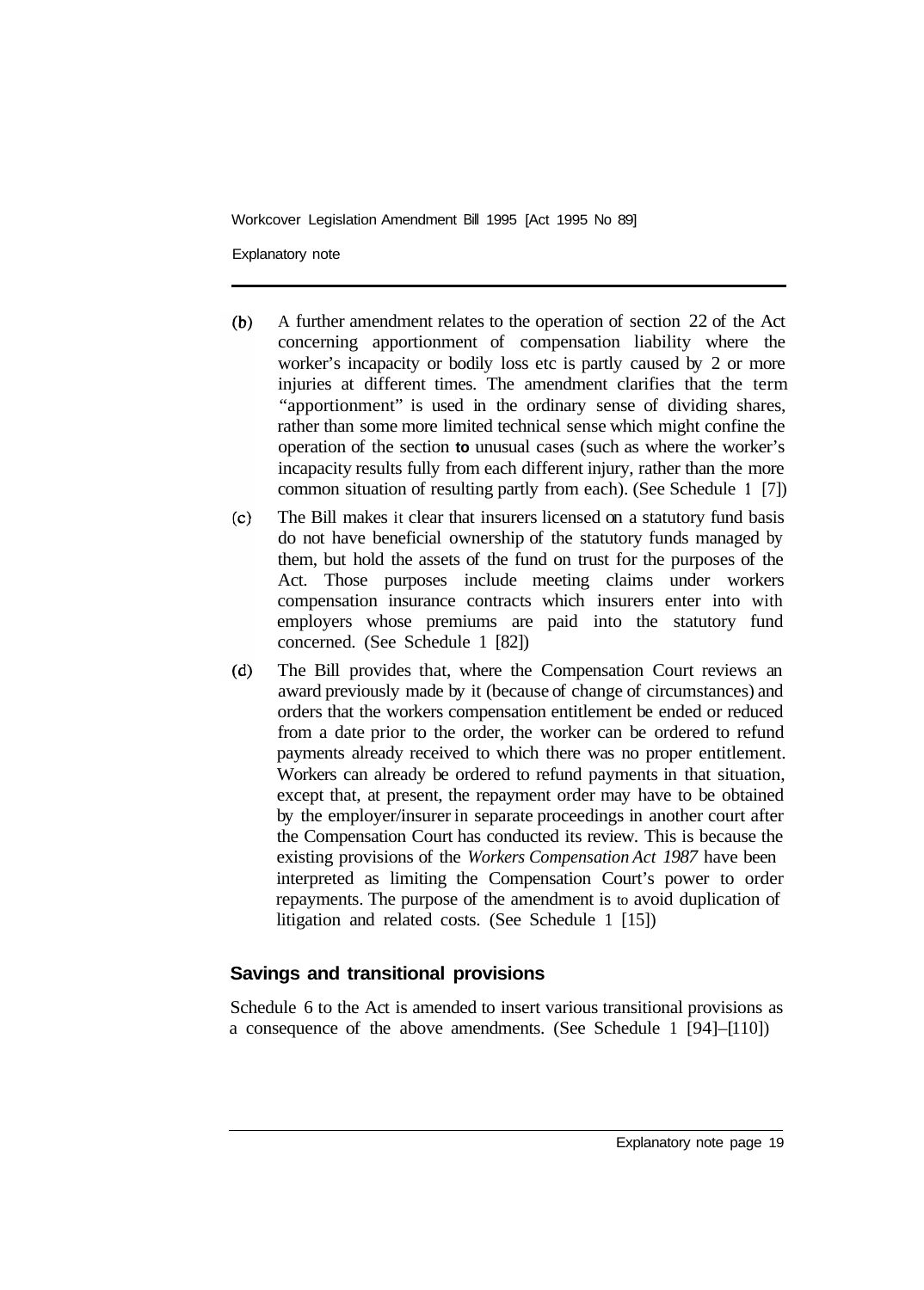(b) A further amendment relates to the operation of section 22 of the Act concerning apportionment of compensation liability where the worker's incapacity or bodily loss etc is partly caused by 2 or more injuries at different times. The amendment clarifies that the term "apportionment" is used in the ordinary sense of dividing shares, rather than some more limited technical sense which might confine the operation of the section to unusual cases (such as where the worker's incapacity results fully from each different injury, rather than the more common situation of resulting partly from each). (See Schedule 1 [7])

(c) The Bill makes it clear that insurers licensed on a statutory fund basis do not have beneficial ownership of the statutory funds managed by them, but hold the assets of the fund on trust for the purposes of the Act. Those purposes include meeting claims under workers compensation insurance contracts which insurers enter into with employers whose premiums are paid into the statutory fund concerned. (See Schedule 1 [82])

(d) The Bill provides that, where the Compensation Court reviews an award previously made by it (because of change of circumstances) and orders that the workers compensation entitlement be ended or reduced from a date prior to the order, the worker can be ordered to refund payments already received to which there was no proper entitlement. Workers can already be ordered to refund payments in that situation, except that, at present, the repayment order may have to be obtained by the employer/insurer in separate proceedings in another court after the Compensation Court has conducted its review. This is because the existing provisions of the *Workers Compensation Act 1987* have been interpreted as limiting the Compensation Court's power to order repayments. The purpose of the amendment is to avoid duplication of litigation and related costs. (See Schedule 1 [15])

## Savings and transitional provisions

Schedule 6 to the Act is amended to insert various transitional provisions as a consequence of the above amendments. (See Schedule 1 [94]–[110])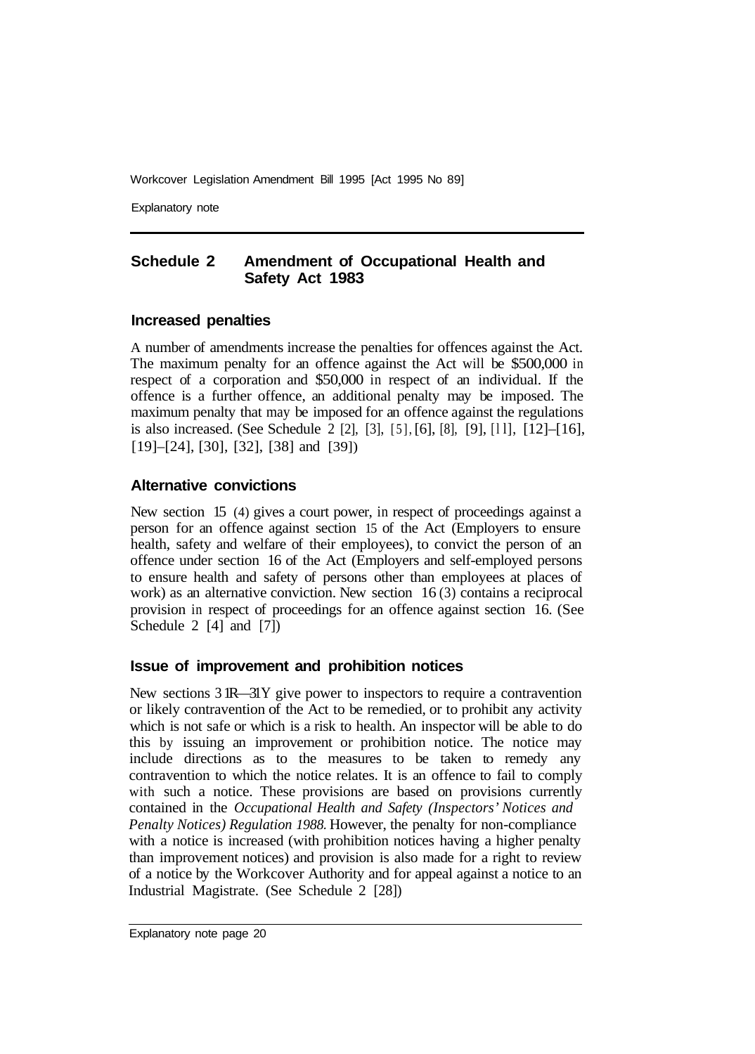## Schedule 2 Amendment of Occupational Health and Safety Act 1983

### Increased penalties

A number of amendments increase the penalties for offences against the Act. The maximum penalty for an offence against the Act will be $500,000 in respect of a corporation and $50,000 in respect of an individual. If the offence is a further offence, an additional penalty may be imposed. The maximum penalty that may be imposed for an offence against the regulations is also increased. (See Schedule 2 [2], [3], [5], [6], [8], [9], [11], [12]–[16], [19]–[24], [30], [32], [38] and [39])

### Alternative convictions

New section 15 (4) gives a court power, in respect of proceedings against a person for an offence against section 15 of the Act (Employers to ensure health, safety and welfare of their employees), to convict the person of an offence under section 16 of the Act (Employers and self-employed persons to ensure health and safety of persons other than employees at places of work) as an alternative conviction. New section 16 (3) contains a reciprocal provision in respect of proceedings for an offence against section 16. (See Schedule 2 [4] and [7])

### Issue of improvement and prohibition notices

New sections 31R—31Y give power to inspectors to require a contravention or likely contravention of the Act to be remedied, or to prohibit any activity which is not safe or which is a risk to health. An inspector will be able to do this by issuing an improvement or prohibition notice. The notice may include directions as to the measures to be taken to remedy any contravention to which the notice relates. It is an offence to fail to comply with such a notice. These provisions are based on provisions currently contained in the *Occupational Health and Safety (Inspectors' Notices and Penalty Notices) Regulation 1988.* However, the penalty for non-compliance with a notice is increased (with prohibition notices having a higher penalty than improvement notices) and provision is also made for a right to review of a notice by the Workcover Authority and for appeal against a notice to an Industrial Magistrate. (See Schedule 2 [28])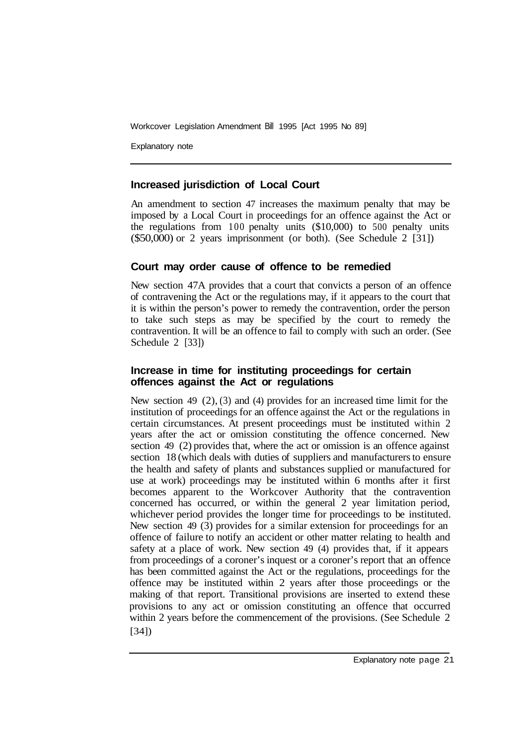## Increased jurisdiction of Local Court

An amendment to section 47 increases the maximum penalty that may be imposed by a Local Court in proceedings for an offence against the Act or the regulations from 100 penalty units ($10,000) to 500 penalty units ($50,000) or 2 years imprisonment (or both). (See Schedule 2 [31])

## Court may order cause of offence to be remedied

New section 47A provides that a court that convicts a person of an offence of contravening the Act or the regulations may, if it appears to the court that it is within the person's power to remedy the contravention, order the person to take such steps as may be specified by the court to remedy the contravention. It will be an offence to fail to comply with such an order. (See Schedule 2 [33])

## Increase in time for instituting proceedings for certain offences against the Act or regulations

New section 49 (2), (3) and (4) provides for an increased time limit for the institution of proceedings for an offence against the Act or the regulations in certain circumstances. At present proceedings must be instituted within 2 years after the act or omission constituting the offence concerned. New section 49 (2) provides that, where the act or omission is an offence against section 18 (which deals with duties of suppliers and manufacturers to ensure the health and safety of plants and substances supplied or manufactured for use at work) proceedings may be instituted within 6 months after it first becomes apparent to the Workcover Authority that the contravention concerned has occurred, or within the general 2 year limitation period, whichever period provides the longer time for proceedings to be instituted. New section 49 (3) provides for a similar extension for proceedings for an offence of failure to notify an accident or other matter relating to health and safety at a place of work. New section 49 (4) provides that, if it appears from proceedings of a coroner's inquest or a coroner's report that an offence has been committed against the Act or the regulations, proceedings for the offence may be instituted within 2 years after those proceedings or the making of that report. Transitional provisions are inserted to extend these provisions to any act or omission constituting an offence that occurred within 2 years before the commencement of the provisions. (See Schedule 2 [34])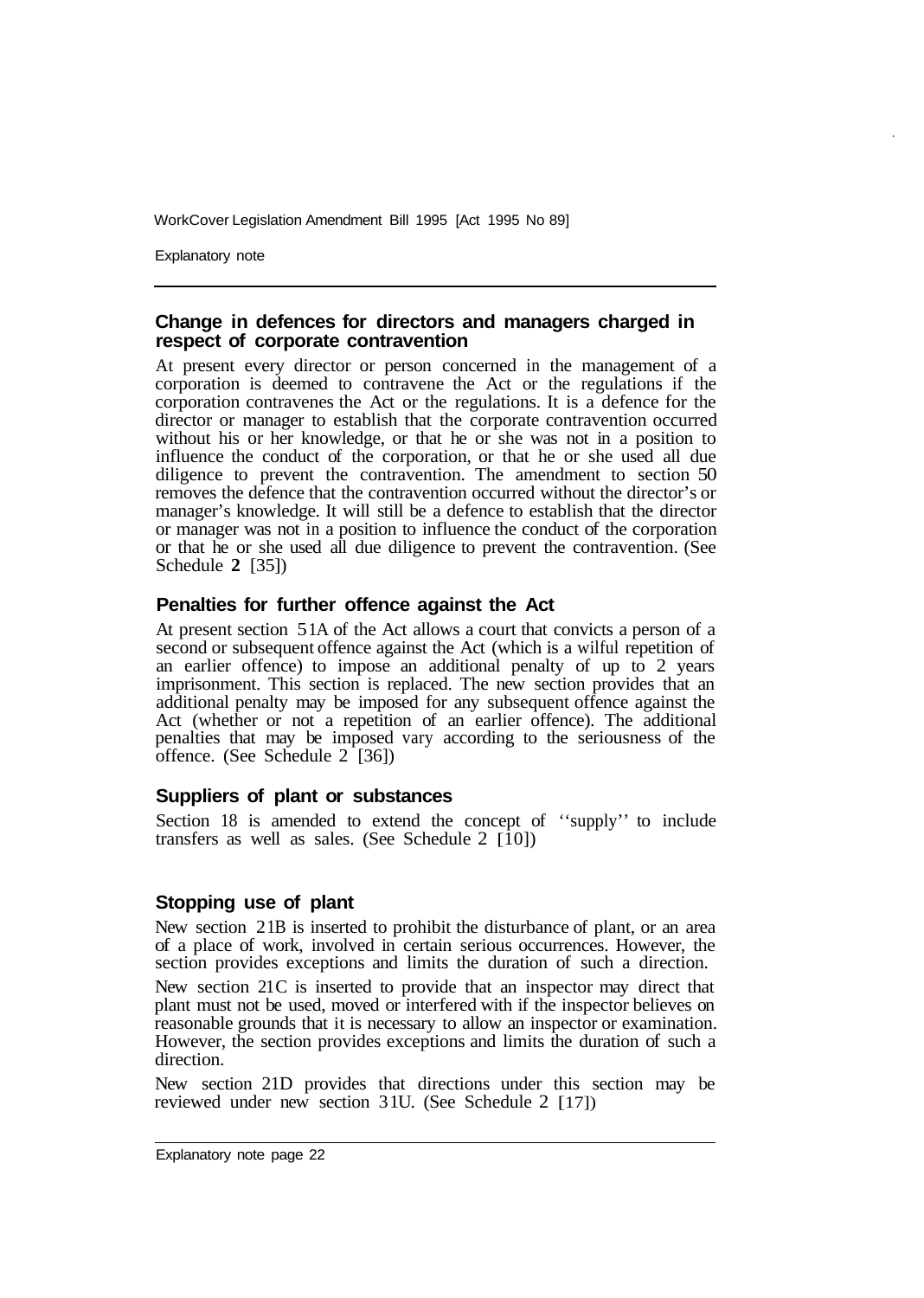### Change in defences for directors and managers charged in respect of corporate contravention

At present every director or person concerned in the management of a corporation is deemed to contravene the Act or the regulations if the corporation contravenes the Act or the regulations. It is a defence for the director or manager to establish that the corporate contravention occurred without his or her knowledge, or that he or she was not in a position to influence the conduct of the corporation, or that he or she used all due diligence to prevent the contravention. The amendment to section 50 removes the defence that the contravention occurred without the director's or manager's knowledge. It will still be a defence to establish that the director or manager was not in a position to influence the conduct of the corporation or that he or she used all due diligence to prevent the contravention. (See Schedule **2** [35])

### Penalties for further offence against the Act

At present section 51A of the Act allows a court that convicts a person of a second or subsequent offence against the Act (which is a wilful repetition of an earlier offence) to impose an additional penalty of up to 2 years imprisonment. This section is replaced. The new section provides that an additional penalty may be imposed for any subsequent offence against the Act (whether or not a repetition of an earlier offence). The additional penalties that may be imposed vary according to the seriousness of the offence. (See Schedule 2 [36])

### Suppliers of plant or substances

Section 18 is amended to extend the concept of ''supply'' to include transfers as well as sales. (See Schedule 2 [10])

### Stopping use of plant

New section 21B is inserted to prohibit the disturbance of plant, or an area of a place of work, involved in certain serious occurrences. However, the section provides exceptions and limits the duration of such a direction.

New section 21C is inserted to provide that an inspector may direct that plant must not be used, moved or interfered with if the inspector believes on reasonable grounds that it is necessary to allow an inspector or examination. However, the section provides exceptions and limits the duration of such a direction.

New section 21D provides that directions under this section may be reviewed under new section 31U. (See Schedule 2 [17])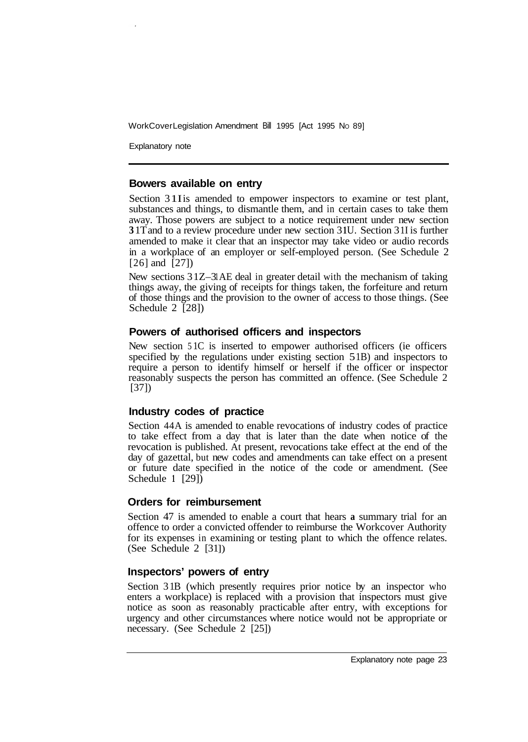### Bowers available on entry

Section 31I is amended to empower inspectors to examine or test plant, substances and things, to dismantle them, and in certain cases to take them away. Those powers are subject to a notice requirement under new section 31T and to a review procedure under new section 31U. Section 31I is further amended to make it clear that an inspector may take video or audio records in a workplace of an employer or self-employed person. (See Schedule 2 [26] and [27])

New sections 31Z–31AE deal in greater detail with the mechanism of taking things away, the giving of receipts for things taken, the forfeiture and return of those things and the provision to the owner of access to those things. (See Schedule 2 [28])

### Powers of authorised officers and inspectors

New section 51C is inserted to empower authorised officers (ie officers specified by the regulations under existing section 51B) and inspectors to require a person to identify himself or herself if the officer or inspector reasonably suspects the person has committed an offence. (See Schedule 2 [37])

### Industry codes of practice

Section 44A is amended to enable revocations of industry codes of practice to take effect from a day that is later than the date when notice of the revocation is published. At present, revocations take effect at the end of the day of gazettal, but new codes and amendments can take effect on a present or future date specified in the notice of the code or amendment. (See Schedule 1 [29])

### Orders for reimbursement

Section 47 is amended to enable a court that hears **a** summary trial for an offence to order a convicted offender to reimburse the Workcover Authority for its expenses in examining or testing plant to which the offence relates. (See Schedule 2 [31])

### Inspectors' powers of entry

Section 31B (which presently requires prior notice by an inspector who enters a workplace) is replaced with a provision that inspectors must give notice as soon as reasonably practicable after entry, with exceptions for urgency and other circumstances where notice would not be appropriate or necessary. (See Schedule 2 [25])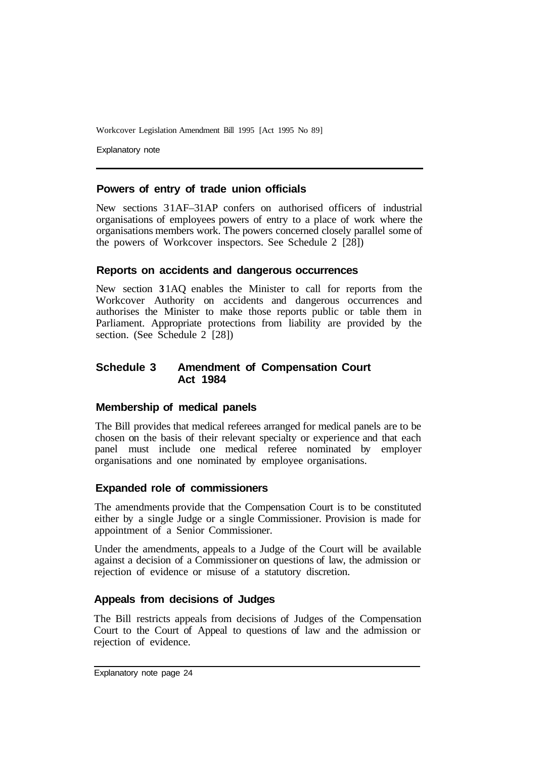### Powers of entry of trade union officials

New sections 31AF–31AP confers on authorised officers of industrial organisations of employees powers of entry to a place of work where the organisations members work. The powers concerned closely parallel some of the powers of Workcover inspectors. See Schedule 2 [28])

### Reports on accidents and dangerous occurrences

New section 31AQ enables the Minister to call for reports from the Workcover Authority on accidents and dangerous occurrences and authorises the Minister to make those reports public or table them in Parliament. Appropriate protections from liability are provided by the section. (See Schedule 2 [28])

## Schedule 3 Amendment of Compensation Court Act 1984

### Membership of medical panels

The Bill provides that medical referees arranged for medical panels are to be chosen on the basis of their relevant specialty or experience and that each panel must include one medical referee nominated by employer organisations and one nominated by employee organisations.

### Expanded role of commissioners

The amendments provide that the Compensation Court is to be constituted either by a single Judge or a single Commissioner. Provision is made for appointment of a Senior Commissioner.

Under the amendments, appeals to a Judge of the Court will be available against a decision of a Commissioner on questions of law, the admission or rejection of evidence or misuse of a statutory discretion.

### Appeals from decisions of Judges

The Bill restricts appeals from decisions of Judges of the Compensation Court to the Court of Appeal to questions of law and the admission or rejection of evidence.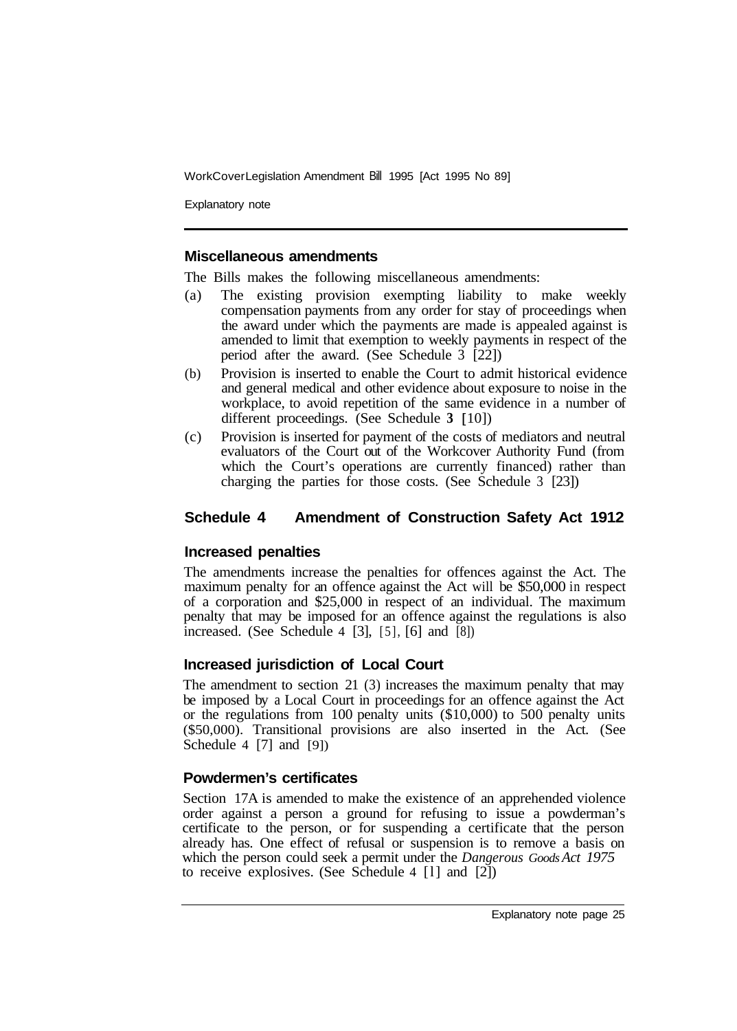### Miscellaneous amendments

The Bills makes the following miscellaneous amendments:

(a) The existing provision exempting liability to make weekly compensation payments from any order for stay of proceedings when the award under which the payments are made is appealed against is amended to limit that exemption to weekly payments in respect of the period after the award. (See Schedule 3 [22])

(b) Provision is inserted to enable the Court to admit historical evidence and general medical and other evidence about exposure to noise in the workplace, to avoid repetition of the same evidence in a number of different proceedings. (See Schedule **3** [10])

(c) Provision is inserted for payment of the costs of mediators and neutral evaluators of the Court out of the Workcover Authority Fund (from which the Court's operations are currently financed) rather than charging the parties for those costs. (See Schedule 3 [23])

## Schedule 4 Amendment of Construction Safety Act 1912

### Increased penalties

The amendments increase the penalties for offences against the Act. The maximum penalty for an offence against the Act will be $50,000 in respect of a corporation and $25,000 in respect of an individual. The maximum penalty that may be imposed for an offence against the regulations is also increased. (See Schedule 4 [3], [5], [6] and [8])

### Increased jurisdiction of Local Court

The amendment to section 21 (3) increases the maximum penalty that may be imposed by a Local Court in proceedings for an offence against the Act or the regulations from 100 penalty units ($10,000) to 500 penalty units ($50,000). Transitional provisions are also inserted in the Act. (See Schedule 4 [7] and [9])

### Powdermen's certificates

Section 17A is amended to make the existence of an apprehended violence order against a person a ground for refusing to issue a powderman's certificate to the person, or for suspending a certificate that the person already has. One effect of refusal or suspension is to remove a basis on which the person could seek a permit under the *Dangerous Goods Act 1975* to receive explosives. (See Schedule 4 [1] and [2])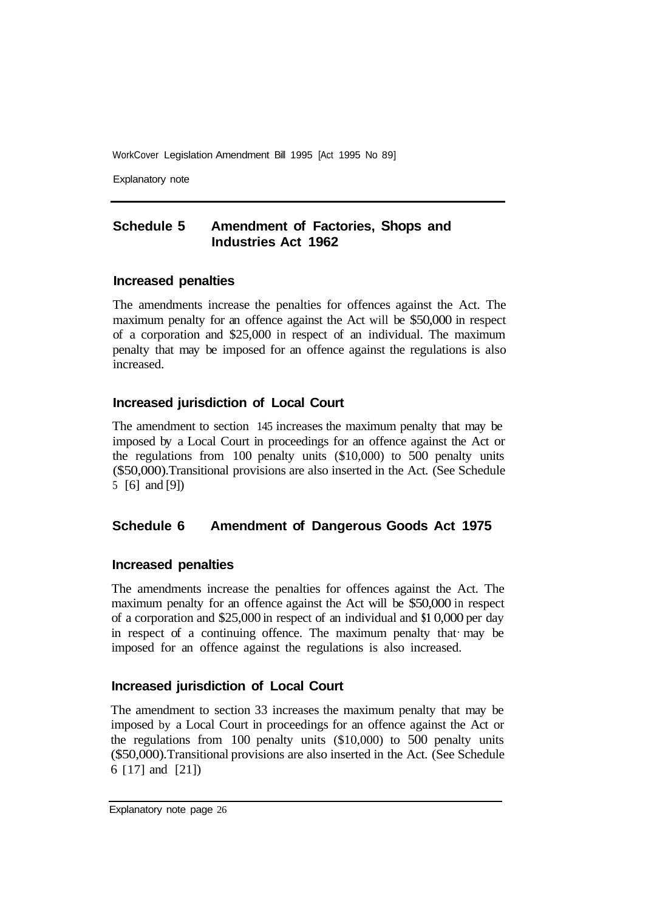## Schedule 5 Amendment of Factories, Shops and Industries Act 1962

### Increased penalties

The amendments increase the penalties for offences against the Act. The maximum penalty for an offence against the Act will be $50,000 in respect of a corporation and $25,000 in respect of an individual. The maximum penalty that may be imposed for an offence against the regulations is also increased.

### Increased jurisdiction of Local Court

The amendment to section 145 increases the maximum penalty that may be imposed by a Local Court in proceedings for an offence against the Act or the regulations from 100 penalty units ($10,000) to 500 penalty units ($50,000). Transitional provisions are also inserted in the Act. (See Schedule 5 [6] and [9])

## Schedule 6 Amendment of Dangerous Goods Act 1975

### Increased penalties

The amendments increase the penalties for offences against the Act. The maximum penalty for an offence against the Act will be $50,000 in respect of a corporation and $25,000 in respect of an individual and $10,000 per day in respect of a continuing offence. The maximum penalty that may be imposed for an offence against the regulations is also increased.

### Increased jurisdiction of Local Court

The amendment to section 33 increases the maximum penalty that may be imposed by a Local Court in proceedings for an offence against the Act or the regulations from 100 penalty units ($10,000) to 500 penalty units ($50,000). Transitional provisions are also inserted in the Act. (See Schedule 6 [17] and [21])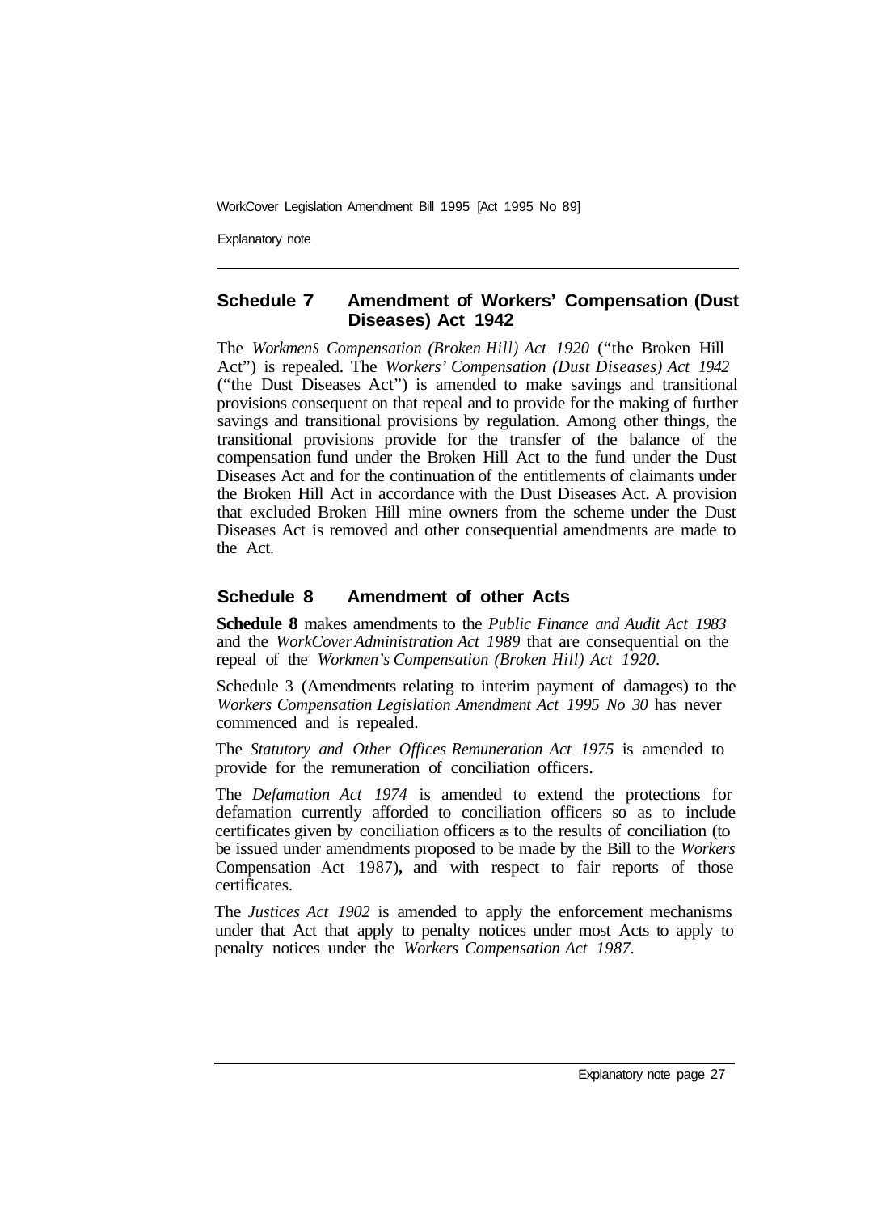## Schedule 7 Amendment of Workers' Compensation (Dust Diseases) Act 1942

The *WorkmenS Compensation (Broken Hill) Act 1920* ("the Broken Hill Act") is repealed. The *Workers' Compensation (Dust Diseases) Act 1942* ("the Dust Diseases Act") is amended to make savings and transitional provisions consequent on that repeal and to provide for the making of further savings and transitional provisions by regulation. Among other things, the transitional provisions provide for the transfer of the balance of the compensation fund under the Broken Hill Act to the fund under the Dust Diseases Act and for the continuation of the entitlements of claimants under the Broken Hill Act in accordance with the Dust Diseases Act. A provision that excluded Broken Hill mine owners from the scheme under the Dust Diseases Act is removed and other consequential amendments are made to the Act.

## Schedule 8 Amendment of other Acts

**Schedule 8** makes amendments to the *Public Finance and Audit Act 1983* and the *WorkCover Administration Act 1989* that are consequential on the repeal of the *Workmen's Compensation (Broken Hill) Act 1920*.

Schedule 3 (Amendments relating to interim payment of damages) to the *Workers Compensation Legislation Amendment Act 1995 No 30* has never commenced and is repealed.

The *Statutory and Other Offices Remuneration Act 1975* is amended to provide for the remuneration of conciliation officers.

The *Defamation Act 1974* is amended to extend the protections for defamation currently afforded to conciliation officers so as to include certificates given by conciliation officers as to the results of conciliation (to be issued under amendments proposed to be made by the Bill to the *Workers* Compensation Act 1987), and with respect to fair reports of those certificates.

The *Justices Act 1902* is amended to apply the enforcement mechanisms under that Act that apply to penalty notices under most Acts to apply to penalty notices under the *Workers Compensation Act 1987*.